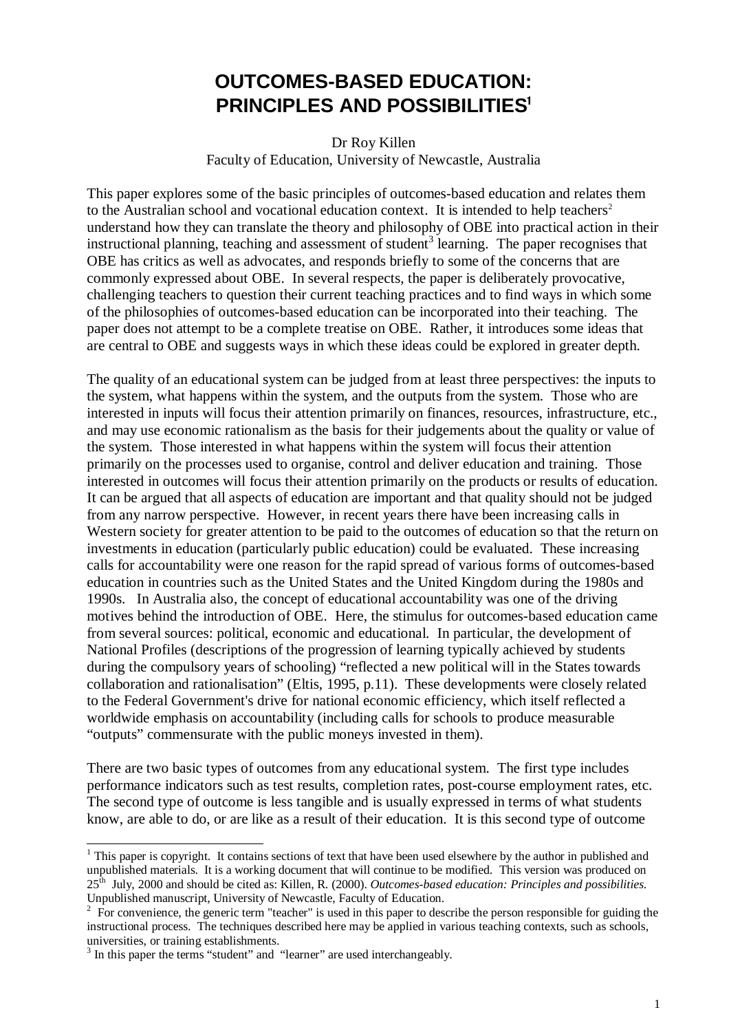# OUTCOMES-BASED EDUCATION: PRINCIPLES AND POSSIBILITIES[1]

Dr Roy Killen
Faculty of Education, University of Newcastle, Australia

This paper explores some of the basic principles of outcomes-based education and relates them to the Australian school and vocational education context. It is intended to help teachers[2] understand how they can translate the theory and philosophy of OBE into practical action in their instructional planning, teaching and assessment of student[3] learning. The paper recognises that OBE has critics as well as advocates, and responds briefly to some of the concerns that are commonly expressed about OBE. In several respects, the paper is deliberately provocative, challenging teachers to question their current teaching practices and to find ways in which some of the philosophies of outcomes-based education can be incorporated into their teaching. The paper does not attempt to be a complete treatise on OBE. Rather, it introduces some ideas that are central to OBE and suggests ways in which these ideas could be explored in greater depth.

The quality of an educational system can be judged from at least three perspectives: the inputs to the system, what happens within the system, and the outputs from the system. Those who are interested in inputs will focus their attention primarily on finances, resources, infrastructure, etc., and may use economic rationalism as the basis for their judgements about the quality or value of the system. Those interested in what happens within the system will focus their attention primarily on the processes used to organise, control and deliver education and training. Those interested in outcomes will focus their attention primarily on the products or results of education. It can be argued that all aspects of education are important and that quality should not be judged from any narrow perspective. However, in recent years there have been increasing calls in Western society for greater attention to be paid to the outcomes of education so that the return on investments in education (particularly public education) could be evaluated. These increasing calls for accountability were one reason for the rapid spread of various forms of outcomes-based education in countries such as the United States and the United Kingdom during the 1980s and 1990s. In Australia also, the concept of educational accountability was one of the driving motives behind the introduction of OBE. Here, the stimulus for outcomes-based education came from several sources: political, economic and educational. In particular, the development of National Profiles (descriptions of the progression of learning typically achieved by students during the compulsory years of schooling) "reflected a new political will in the States towards collaboration and rationalisation" (Eltis, 1995, p.11). These developments were closely related to the Federal Government's drive for national economic efficiency, which itself reflected a worldwide emphasis on accountability (including calls for schools to produce measurable "outputs" commensurate with the public moneys invested in them).

There are two basic types of outcomes from any educational system. The first type includes performance indicators such as test results, completion rates, post-course employment rates, etc. The second type of outcome is less tangible and is usually expressed in terms of what students know, are able to do, or are like as a result of their education. It is this second type of outcome

---

[1] This paper is copyright. It contains sections of text that have been used elsewhere by the author in published and unpublished materials. It is a working document that will continue to be modified. This version was produced on 25th July, 2000 and should be cited as: Killen, R. (2000). *Outcomes-based education: Principles and possibilities.* Unpublished manuscript, University of Newcastle, Faculty of Education.

[2] For convenience, the generic term "teacher" is used in this paper to describe the person responsible for guiding the instructional process. The techniques described here may be applied in various teaching contexts, such as schools, universities, or training establishments.

[3] In this paper the terms "student" and "learner" are used interchangeably.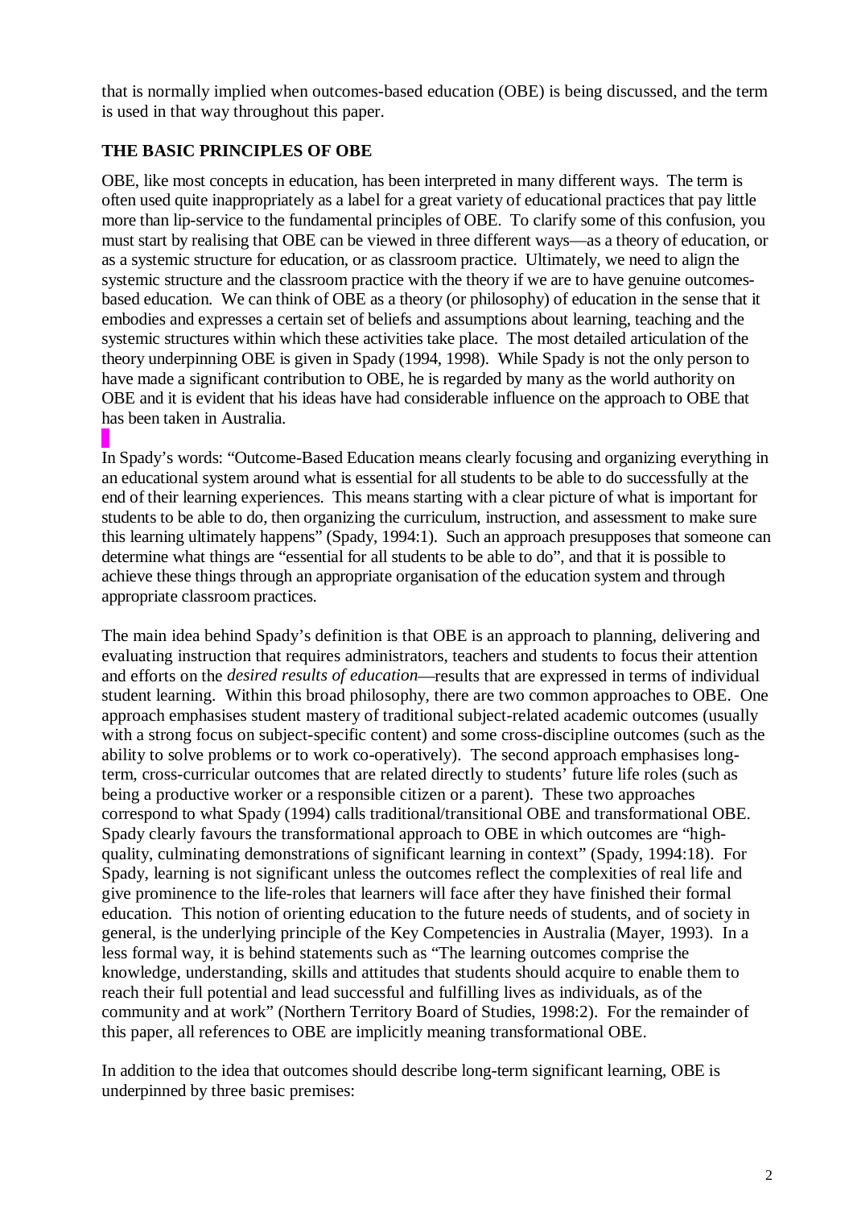that is normally implied when outcomes-based education (OBE) is being discussed, and the term is used in that way throughout this paper.

## THE BASIC PRINCIPLES OF OBE

OBE, like most concepts in education, has been interpreted in many different ways. The term is often used quite inappropriately as a label for a great variety of educational practices that pay little more than lip-service to the fundamental principles of OBE. To clarify some of this confusion, you must start by realising that OBE can be viewed in three different ways—as a theory of education, or as a systemic structure for education, or as classroom practice. Ultimately, we need to align the systemic structure and the classroom practice with the theory if we are to have genuine outcomes-based education. We can think of OBE as a theory (or philosophy) of education in the sense that it embodies and expresses a certain set of beliefs and assumptions about learning, teaching and the systemic structures within which these activities take place. The most detailed articulation of the theory underpinning OBE is given in Spady (1994, 1998). While Spady is not the only person to have made a significant contribution to OBE, he is regarded by many as the world authority on OBE and it is evident that his ideas have had considerable influence on the approach to OBE that has been taken in Australia.

In Spady's words: "Outcome-Based Education means clearly focusing and organizing everything in an educational system around what is essential for all students to be able to do successfully at the end of their learning experiences. This means starting with a clear picture of what is important for students to be able to do, then organizing the curriculum, instruction, and assessment to make sure this learning ultimately happens" (Spady, 1994:1). Such an approach presupposes that someone can determine what things are "essential for all students to be able to do", and that it is possible to achieve these things through an appropriate organisation of the education system and through appropriate classroom practices.

The main idea behind Spady's definition is that OBE is an approach to planning, delivering and evaluating instruction that requires administrators, teachers and students to focus their attention and efforts on the *desired results of education*—results that are expressed in terms of individual student learning. Within this broad philosophy, there are two common approaches to OBE. One approach emphasises student mastery of traditional subject-related academic outcomes (usually with a strong focus on subject-specific content) and some cross-discipline outcomes (such as the ability to solve problems or to work co-operatively). The second approach emphasises long-term, cross-curricular outcomes that are related directly to students' future life roles (such as being a productive worker or a responsible citizen or a parent). These two approaches correspond to what Spady (1994) calls traditional/transitional OBE and transformational OBE. Spady clearly favours the transformational approach to OBE in which outcomes are "high-quality, culminating demonstrations of significant learning in context" (Spady, 1994:18). For Spady, learning is not significant unless the outcomes reflect the complexities of real life and give prominence to the life-roles that learners will face after they have finished their formal education. This notion of orienting education to the future needs of students, and of society in general, is the underlying principle of the Key Competencies in Australia (Mayer, 1993). In a less formal way, it is behind statements such as "The learning outcomes comprise the knowledge, understanding, skills and attitudes that students should acquire to enable them to reach their full potential and lead successful and fulfilling lives as individuals, as of the community and at work" (Northern Territory Board of Studies, 1998:2). For the remainder of this paper, all references to OBE are implicitly meaning transformational OBE.

In addition to the idea that outcomes should describe long-term significant learning, OBE is underpinned by three basic premises: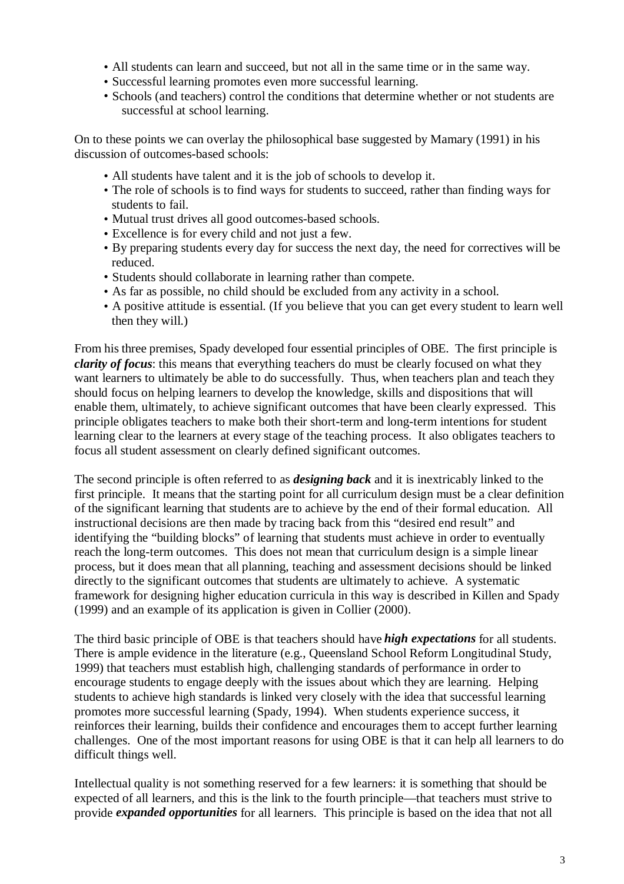- All students can learn and succeed, but not all in the same time or in the same way.
- Successful learning promotes even more successful learning.
- Schools (and teachers) control the conditions that determine whether or not students are successful at school learning.

On to these points we can overlay the philosophical base suggested by Mamary (1991) in his discussion of outcomes-based schools:

- All students have talent and it is the job of schools to develop it.
- The role of schools is to find ways for students to succeed, rather than finding ways for students to fail.
- Mutual trust drives all good outcomes-based schools.
- Excellence is for every child and not just a few.
- By preparing students every day for success the next day, the need for correctives will be reduced.
- Students should collaborate in learning rather than compete.
- As far as possible, no child should be excluded from any activity in a school.
- A positive attitude is essential. (If you believe that you can get every student to learn well then they will.)

From his three premises, Spady developed four essential principles of OBE. The first principle is ***clarity of focus***: this means that everything teachers do must be clearly focused on what they want learners to ultimately be able to do successfully. Thus, when teachers plan and teach they should focus on helping learners to develop the knowledge, skills and dispositions that will enable them, ultimately, to achieve significant outcomes that have been clearly expressed. This principle obligates teachers to make both their short-term and long-term intentions for student learning clear to the learners at every stage of the teaching process. It also obligates teachers to focus all student assessment on clearly defined significant outcomes.

The second principle is often referred to as ***designing back*** and it is inextricably linked to the first principle. It means that the starting point for all curriculum design must be a clear definition of the significant learning that students are to achieve by the end of their formal education. All instructional decisions are then made by tracing back from this "desired end result" and identifying the "building blocks" of learning that students must achieve in order to eventually reach the long-term outcomes. This does not mean that curriculum design is a simple linear process, but it does mean that all planning, teaching and assessment decisions should be linked directly to the significant outcomes that students are ultimately to achieve. A systematic framework for designing higher education curricula in this way is described in Killen and Spady (1999) and an example of its application is given in Collier (2000).

The third basic principle of OBE is that teachers should have ***high expectations*** for all students. There is ample evidence in the literature (e.g., Queensland School Reform Longitudinal Study, 1999) that teachers must establish high, challenging standards of performance in order to encourage students to engage deeply with the issues about which they are learning. Helping students to achieve high standards is linked very closely with the idea that successful learning promotes more successful learning (Spady, 1994). When students experience success, it reinforces their learning, builds their confidence and encourages them to accept further learning challenges. One of the most important reasons for using OBE is that it can help all learners to do difficult things well.

Intellectual quality is not something reserved for a few learners: it is something that should be expected of all learners, and this is the link to the fourth principle—that teachers must strive to provide ***expanded opportunities*** for all learners. This principle is based on the idea that not all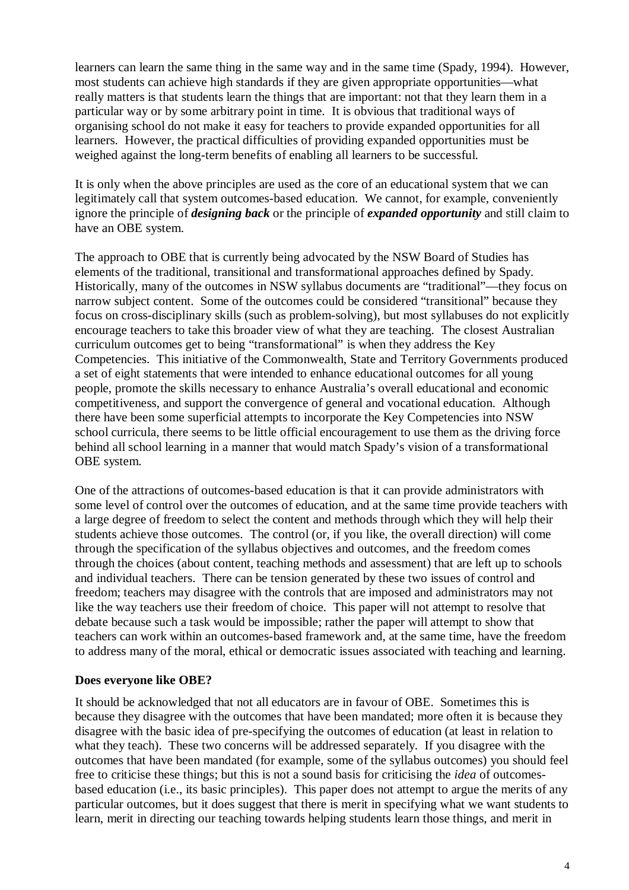learners can learn the same thing in the same way and in the same time (Spady, 1994). However, most students can achieve high standards if they are given appropriate opportunities—what really matters is that students learn the things that are important: not that they learn them in a particular way or by some arbitrary point in time. It is obvious that traditional ways of organising school do not make it easy for teachers to provide expanded opportunities for all learners. However, the practical difficulties of providing expanded opportunities must be weighed against the long-term benefits of enabling all learners to be successful.

It is only when the above principles are used as the core of an educational system that we can legitimately call that system outcomes-based education. We cannot, for example, conveniently ignore the principle of ***designing back*** or the principle of ***expanded opportunity*** and still claim to have an OBE system.

The approach to OBE that is currently being advocated by the NSW Board of Studies has elements of the traditional, transitional and transformational approaches defined by Spady. Historically, many of the outcomes in NSW syllabus documents are "traditional"—they focus on narrow subject content. Some of the outcomes could be considered "transitional" because they focus on cross-disciplinary skills (such as problem-solving), but most syllabuses do not explicitly encourage teachers to take this broader view of what they are teaching. The closest Australian curriculum outcomes get to being "transformational" is when they address the Key Competencies. This initiative of the Commonwealth, State and Territory Governments produced a set of eight statements that were intended to enhance educational outcomes for all young people, promote the skills necessary to enhance Australia's overall educational and economic competitiveness, and support the convergence of general and vocational education. Although there have been some superficial attempts to incorporate the Key Competencies into NSW school curricula, there seems to be little official encouragement to use them as the driving force behind all school learning in a manner that would match Spady's vision of a transformational OBE system.

One of the attractions of outcomes-based education is that it can provide administrators with some level of control over the outcomes of education, and at the same time provide teachers with a large degree of freedom to select the content and methods through which they will help their students achieve those outcomes. The control (or, if you like, the overall direction) will come through the specification of the syllabus objectives and outcomes, and the freedom comes through the choices (about content, teaching methods and assessment) that are left up to schools and individual teachers. There can be tension generated by these two issues of control and freedom; teachers may disagree with the controls that are imposed and administrators may not like the way teachers use their freedom of choice. This paper will not attempt to resolve that debate because such a task would be impossible; rather the paper will attempt to show that teachers can work within an outcomes-based framework and, at the same time, have the freedom to address many of the moral, ethical or democratic issues associated with teaching and learning.

**Does everyone like OBE?**

It should be acknowledged that not all educators are in favour of OBE. Sometimes this is because they disagree with the outcomes that have been mandated; more often it is because they disagree with the basic idea of pre-specifying the outcomes of education (at least in relation to what they teach). These two concerns will be addressed separately. If you disagree with the outcomes that have been mandated (for example, some of the syllabus outcomes) you should feel free to criticise these things; but this is not a sound basis for criticising the *idea* of outcomes-based education (i.e., its basic principles). This paper does not attempt to argue the merits of any particular outcomes, but it does suggest that there is merit in specifying what we want students to learn, merit in directing our teaching towards helping students learn those things, and merit in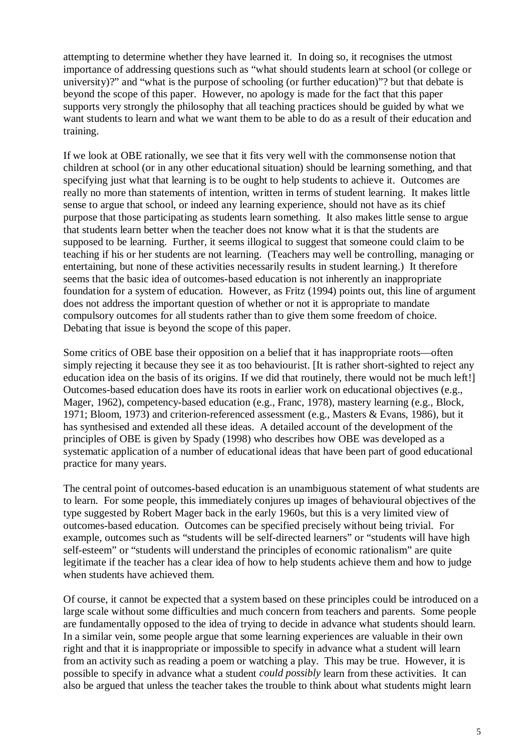attempting to determine whether they have learned it. In doing so, it recognises the utmost importance of addressing questions such as "what should students learn at school (or college or university)?" and "what is the purpose of schooling (or further education)"? but that debate is beyond the scope of this paper. However, no apology is made for the fact that this paper supports very strongly the philosophy that all teaching practices should be guided by what we want students to learn and what we want them to be able to do as a result of their education and training.

If we look at OBE rationally, we see that it fits very well with the commonsense notion that children at school (or in any other educational situation) should be learning something, and that specifying just what that learning is to be ought to help students to achieve it. Outcomes are really no more than statements of intention, written in terms of student learning. It makes little sense to argue that school, or indeed any learning experience, should not have as its chief purpose that those participating as students learn something. It also makes little sense to argue that students learn better when the teacher does not know what it is that the students are supposed to be learning. Further, it seems illogical to suggest that someone could claim to be teaching if his or her students are not learning. (Teachers may well be controlling, managing or entertaining, but none of these activities necessarily results in student learning.) It therefore seems that the basic idea of outcomes-based education is not inherently an inappropriate foundation for a system of education. However, as Fritz (1994) points out, this line of argument does not address the important question of whether or not it is appropriate to mandate compulsory outcomes for all students rather than to give them some freedom of choice. Debating that issue is beyond the scope of this paper.

Some critics of OBE base their opposition on a belief that it has inappropriate roots—often simply rejecting it because they see it as too behaviourist. [It is rather short-sighted to reject any education idea on the basis of its origins. If we did that routinely, there would not be much left!] Outcomes-based education does have its roots in earlier work on educational objectives (e.g., Mager, 1962), competency-based education (e.g., Franc, 1978), mastery learning (e.g., Block, 1971; Bloom, 1973) and criterion-referenced assessment (e.g., Masters & Evans, 1986), but it has synthesised and extended all these ideas. A detailed account of the development of the principles of OBE is given by Spady (1998) who describes how OBE was developed as a systematic application of a number of educational ideas that have been part of good educational practice for many years.

The central point of outcomes-based education is an unambiguous statement of what students are to learn. For some people, this immediately conjures up images of behavioural objectives of the type suggested by Robert Mager back in the early 1960s, but this is a very limited view of outcomes-based education. Outcomes can be specified precisely without being trivial. For example, outcomes such as "students will be self-directed learners" or "students will have high self-esteem" or "students will understand the principles of economic rationalism" are quite legitimate if the teacher has a clear idea of how to help students achieve them and how to judge when students have achieved them.

Of course, it cannot be expected that a system based on these principles could be introduced on a large scale without some difficulties and much concern from teachers and parents. Some people are fundamentally opposed to the idea of trying to decide in advance what students should learn. In a similar vein, some people argue that some learning experiences are valuable in their own right and that it is inappropriate or impossible to specify in advance what a student will learn from an activity such as reading a poem or watching a play. This may be true. However, it is possible to specify in advance what a student *could possibly* learn from these activities. It can also be argued that unless the teacher takes the trouble to think about what students might learn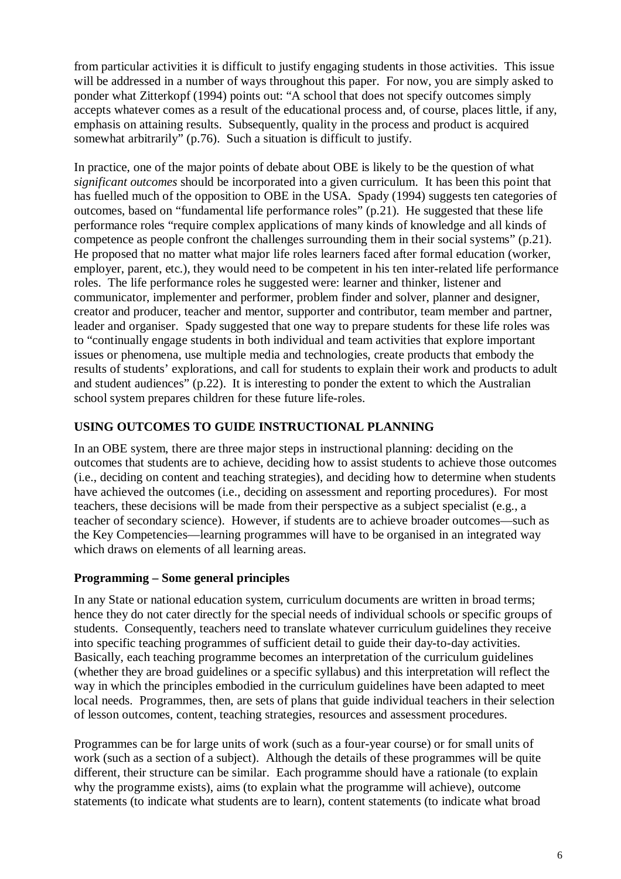from particular activities it is difficult to justify engaging students in those activities. This issue will be addressed in a number of ways throughout this paper. For now, you are simply asked to ponder what Zitterkopf (1994) points out: "A school that does not specify outcomes simply accepts whatever comes as a result of the educational process and, of course, places little, if any, emphasis on attaining results. Subsequently, quality in the process and product is acquired somewhat arbitrarily" (p.76). Such a situation is difficult to justify.

In practice, one of the major points of debate about OBE is likely to be the question of what *significant outcomes* should be incorporated into a given curriculum. It has been this point that has fuelled much of the opposition to OBE in the USA. Spady (1994) suggests ten categories of outcomes, based on "fundamental life performance roles" (p.21). He suggested that these life performance roles "require complex applications of many kinds of knowledge and all kinds of competence as people confront the challenges surrounding them in their social systems" (p.21). He proposed that no matter what major life roles learners faced after formal education (worker, employer, parent, etc.), they would need to be competent in his ten inter-related life performance roles. The life performance roles he suggested were: learner and thinker, listener and communicator, implementer and performer, problem finder and solver, planner and designer, creator and producer, teacher and mentor, supporter and contributor, team member and partner, leader and organiser. Spady suggested that one way to prepare students for these life roles was to "continually engage students in both individual and team activities that explore important issues or phenomena, use multiple media and technologies, create products that embody the results of students' explorations, and call for students to explain their work and products to adult and student audiences" (p.22). It is interesting to ponder the extent to which the Australian school system prepares children for these future life-roles.

## USING OUTCOMES TO GUIDE INSTRUCTIONAL PLANNING

In an OBE system, there are three major steps in instructional planning: deciding on the outcomes that students are to achieve, deciding how to assist students to achieve those outcomes (i.e., deciding on content and teaching strategies), and deciding how to determine when students have achieved the outcomes (i.e., deciding on assessment and reporting procedures). For most teachers, these decisions will be made from their perspective as a subject specialist (e.g., a teacher of secondary science). However, if students are to achieve broader outcomes—such as the Key Competencies—learning programmes will have to be organised in an integrated way which draws on elements of all learning areas.

### Programming – Some general principles

In any State or national education system, curriculum documents are written in broad terms; hence they do not cater directly for the special needs of individual schools or specific groups of students. Consequently, teachers need to translate whatever curriculum guidelines they receive into specific teaching programmes of sufficient detail to guide their day-to-day activities. Basically, each teaching programme becomes an interpretation of the curriculum guidelines (whether they are broad guidelines or a specific syllabus) and this interpretation will reflect the way in which the principles embodied in the curriculum guidelines have been adapted to meet local needs. Programmes, then, are sets of plans that guide individual teachers in their selection of lesson outcomes, content, teaching strategies, resources and assessment procedures.

Programmes can be for large units of work (such as a four-year course) or for small units of work (such as a section of a subject). Although the details of these programmes will be quite different, their structure can be similar. Each programme should have a rationale (to explain why the programme exists), aims (to explain what the programme will achieve), outcome statements (to indicate what students are to learn), content statements (to indicate what broad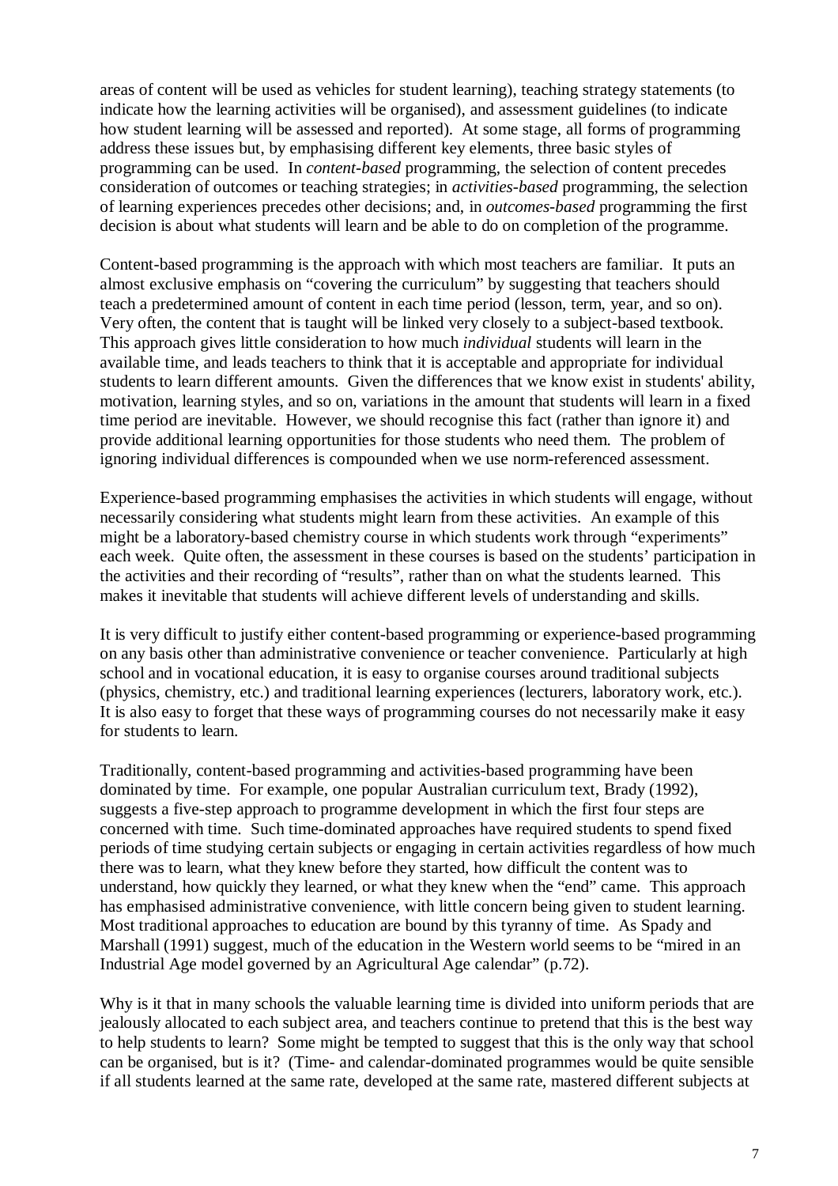areas of content will be used as vehicles for student learning), teaching strategy statements (to indicate how the learning activities will be organised), and assessment guidelines (to indicate how student learning will be assessed and reported). At some stage, all forms of programming address these issues but, by emphasising different key elements, three basic styles of programming can be used. In *content-based* programming, the selection of content precedes consideration of outcomes or teaching strategies; in *activities-based* programming, the selection of learning experiences precedes other decisions; and, in *outcomes-based* programming the first decision is about what students will learn and be able to do on completion of the programme.

Content-based programming is the approach with which most teachers are familiar. It puts an almost exclusive emphasis on "covering the curriculum" by suggesting that teachers should teach a predetermined amount of content in each time period (lesson, term, year, and so on). Very often, the content that is taught will be linked very closely to a subject-based textbook. This approach gives little consideration to how much *individual* students will learn in the available time, and leads teachers to think that it is acceptable and appropriate for individual students to learn different amounts. Given the differences that we know exist in students' ability, motivation, learning styles, and so on, variations in the amount that students will learn in a fixed time period are inevitable. However, we should recognise this fact (rather than ignore it) and provide additional learning opportunities for those students who need them. The problem of ignoring individual differences is compounded when we use norm-referenced assessment.

Experience-based programming emphasises the activities in which students will engage, without necessarily considering what students might learn from these activities. An example of this might be a laboratory-based chemistry course in which students work through "experiments" each week. Quite often, the assessment in these courses is based on the students' participation in the activities and their recording of "results", rather than on what the students learned. This makes it inevitable that students will achieve different levels of understanding and skills.

It is very difficult to justify either content-based programming or experience-based programming on any basis other than administrative convenience or teacher convenience. Particularly at high school and in vocational education, it is easy to organise courses around traditional subjects (physics, chemistry, etc.) and traditional learning experiences (lecturers, laboratory work, etc.). It is also easy to forget that these ways of programming courses do not necessarily make it easy for students to learn.

Traditionally, content-based programming and activities-based programming have been dominated by time. For example, one popular Australian curriculum text, Brady (1992), suggests a five-step approach to programme development in which the first four steps are concerned with time. Such time-dominated approaches have required students to spend fixed periods of time studying certain subjects or engaging in certain activities regardless of how much there was to learn, what they knew before they started, how difficult the content was to understand, how quickly they learned, or what they knew when the "end" came. This approach has emphasised administrative convenience, with little concern being given to student learning. Most traditional approaches to education are bound by this tyranny of time. As Spady and Marshall (1991) suggest, much of the education in the Western world seems to be "mired in an Industrial Age model governed by an Agricultural Age calendar" (p.72).

Why is it that in many schools the valuable learning time is divided into uniform periods that are jealously allocated to each subject area, and teachers continue to pretend that this is the best way to help students to learn? Some might be tempted to suggest that this is the only way that school can be organised, but is it? (Time- and calendar-dominated programmes would be quite sensible if all students learned at the same rate, developed at the same rate, mastered different subjects at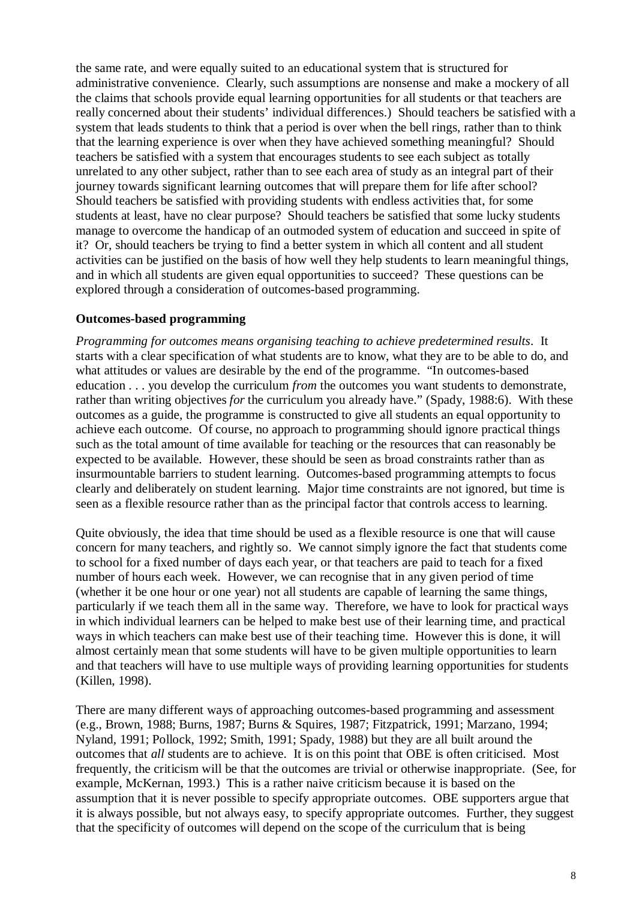the same rate, and were equally suited to an educational system that is structured for administrative convenience. Clearly, such assumptions are nonsense and make a mockery of all the claims that schools provide equal learning opportunities for all students or that teachers are really concerned about their students' individual differences.) Should teachers be satisfied with a system that leads students to think that a period is over when the bell rings, rather than to think that the learning experience is over when they have achieved something meaningful? Should teachers be satisfied with a system that encourages students to see each subject as totally unrelated to any other subject, rather than to see each area of study as an integral part of their journey towards significant learning outcomes that will prepare them for life after school? Should teachers be satisfied with providing students with endless activities that, for some students at least, have no clear purpose? Should teachers be satisfied that some lucky students manage to overcome the handicap of an outmoded system of education and succeed in spite of it? Or, should teachers be trying to find a better system in which all content and all student activities can be justified on the basis of how well they help students to learn meaningful things, and in which all students are given equal opportunities to succeed? These questions can be explored through a consideration of outcomes-based programming.

**Outcomes-based programming**

*Programming for outcomes means organising teaching to achieve predetermined results*. It starts with a clear specification of what students are to know, what they are to be able to do, and what attitudes or values are desirable by the end of the programme. "In outcomes-based education . . . you develop the curriculum *from* the outcomes you want students to demonstrate, rather than writing objectives *for* the curriculum you already have." (Spady, 1988:6). With these outcomes as a guide, the programme is constructed to give all students an equal opportunity to achieve each outcome. Of course, no approach to programming should ignore practical things such as the total amount of time available for teaching or the resources that can reasonably be expected to be available. However, these should be seen as broad constraints rather than as insurmountable barriers to student learning. Outcomes-based programming attempts to focus clearly and deliberately on student learning. Major time constraints are not ignored, but time is seen as a flexible resource rather than as the principal factor that controls access to learning.

Quite obviously, the idea that time should be used as a flexible resource is one that will cause concern for many teachers, and rightly so. We cannot simply ignore the fact that students come to school for a fixed number of days each year, or that teachers are paid to teach for a fixed number of hours each week. However, we can recognise that in any given period of time (whether it be one hour or one year) not all students are capable of learning the same things, particularly if we teach them all in the same way. Therefore, we have to look for practical ways in which individual learners can be helped to make best use of their learning time, and practical ways in which teachers can make best use of their teaching time. However this is done, it will almost certainly mean that some students will have to be given multiple opportunities to learn and that teachers will have to use multiple ways of providing learning opportunities for students (Killen, 1998).

There are many different ways of approaching outcomes-based programming and assessment (e.g., Brown, 1988; Burns, 1987; Burns & Squires, 1987; Fitzpatrick, 1991; Marzano, 1994; Nyland, 1991; Pollock, 1992; Smith, 1991; Spady, 1988) but they are all built around the outcomes that *all* students are to achieve. It is on this point that OBE is often criticised. Most frequently, the criticism will be that the outcomes are trivial or otherwise inappropriate. (See, for example, McKernan, 1993.) This is a rather naive criticism because it is based on the assumption that it is never possible to specify appropriate outcomes. OBE supporters argue that it is always possible, but not always easy, to specify appropriate outcomes. Further, they suggest that the specificity of outcomes will depend on the scope of the curriculum that is being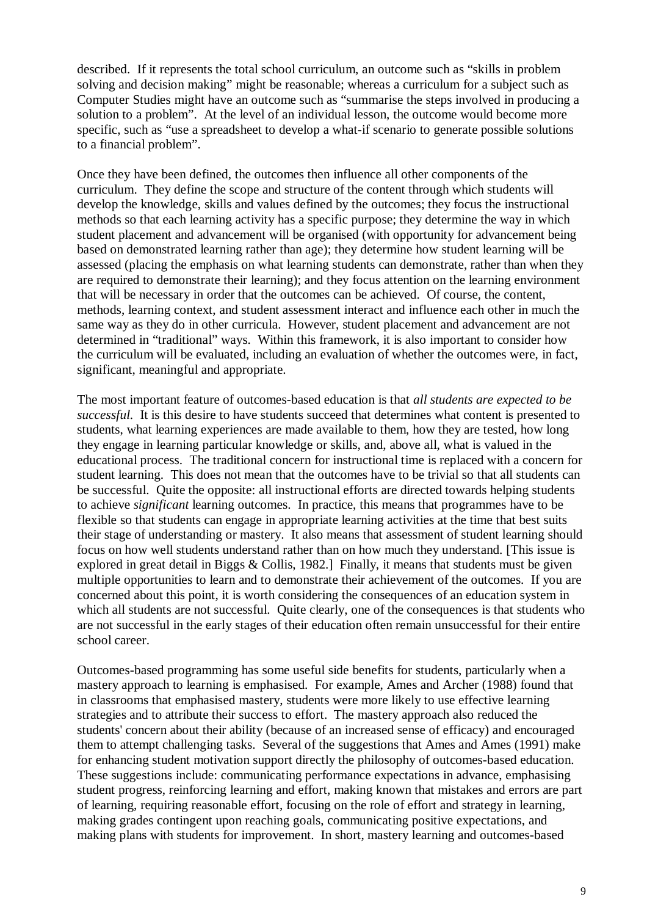described. If it represents the total school curriculum, an outcome such as "skills in problem solving and decision making" might be reasonable; whereas a curriculum for a subject such as Computer Studies might have an outcome such as "summarise the steps involved in producing a solution to a problem". At the level of an individual lesson, the outcome would become more specific, such as "use a spreadsheet to develop a what-if scenario to generate possible solutions to a financial problem".

Once they have been defined, the outcomes then influence all other components of the curriculum. They define the scope and structure of the content through which students will develop the knowledge, skills and values defined by the outcomes; they focus the instructional methods so that each learning activity has a specific purpose; they determine the way in which student placement and advancement will be organised (with opportunity for advancement being based on demonstrated learning rather than age); they determine how student learning will be assessed (placing the emphasis on what learning students can demonstrate, rather than when they are required to demonstrate their learning); and they focus attention on the learning environment that will be necessary in order that the outcomes can be achieved. Of course, the content, methods, learning context, and student assessment interact and influence each other in much the same way as they do in other curricula. However, student placement and advancement are not determined in "traditional" ways. Within this framework, it is also important to consider how the curriculum will be evaluated, including an evaluation of whether the outcomes were, in fact, significant, meaningful and appropriate.

The most important feature of outcomes-based education is that *all students are expected to be successful*. It is this desire to have students succeed that determines what content is presented to students, what learning experiences are made available to them, how they are tested, how long they engage in learning particular knowledge or skills, and, above all, what is valued in the educational process. The traditional concern for instructional time is replaced with a concern for student learning. This does not mean that the outcomes have to be trivial so that all students can be successful. Quite the opposite: all instructional efforts are directed towards helping students to achieve *significant* learning outcomes. In practice, this means that programmes have to be flexible so that students can engage in appropriate learning activities at the time that best suits their stage of understanding or mastery. It also means that assessment of student learning should focus on how well students understand rather than on how much they understand. [This issue is explored in great detail in Biggs & Collis, 1982.] Finally, it means that students must be given multiple opportunities to learn and to demonstrate their achievement of the outcomes. If you are concerned about this point, it is worth considering the consequences of an education system in which all students are not successful. Quite clearly, one of the consequences is that students who are not successful in the early stages of their education often remain unsuccessful for their entire school career.

Outcomes-based programming has some useful side benefits for students, particularly when a mastery approach to learning is emphasised. For example, Ames and Archer (1988) found that in classrooms that emphasised mastery, students were more likely to use effective learning strategies and to attribute their success to effort. The mastery approach also reduced the students' concern about their ability (because of an increased sense of efficacy) and encouraged them to attempt challenging tasks. Several of the suggestions that Ames and Ames (1991) make for enhancing student motivation support directly the philosophy of outcomes-based education. These suggestions include: communicating performance expectations in advance, emphasising student progress, reinforcing learning and effort, making known that mistakes and errors are part of learning, requiring reasonable effort, focusing on the role of effort and strategy in learning, making grades contingent upon reaching goals, communicating positive expectations, and making plans with students for improvement. In short, mastery learning and outcomes-based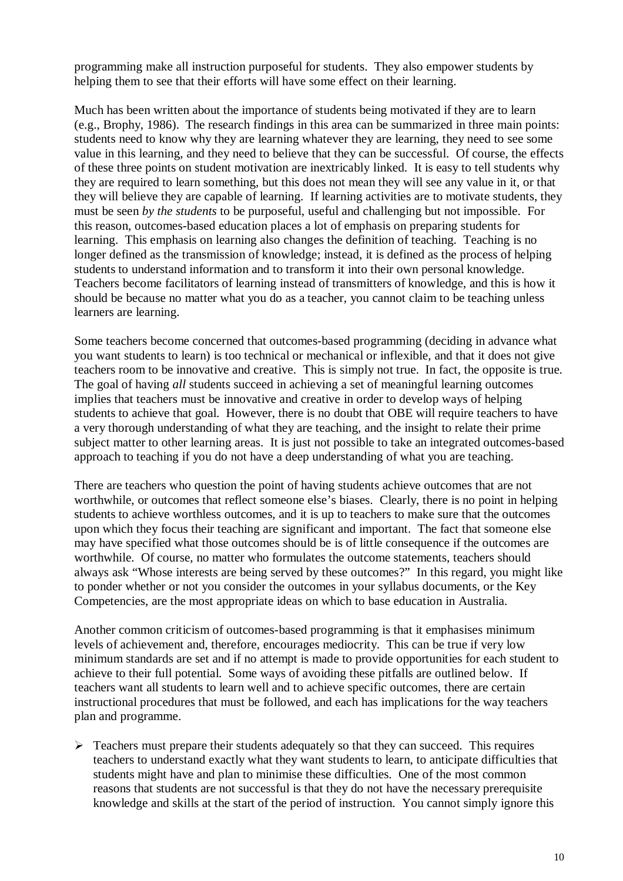programming make all instruction purposeful for students. They also empower students by helping them to see that their efforts will have some effect on their learning.

Much has been written about the importance of students being motivated if they are to learn (e.g., Brophy, 1986). The research findings in this area can be summarized in three main points: students need to know why they are learning whatever they are learning, they need to see some value in this learning, and they need to believe that they can be successful. Of course, the effects of these three points on student motivation are inextricably linked. It is easy to tell students why they are required to learn something, but this does not mean they will see any value in it, or that they will believe they are capable of learning. If learning activities are to motivate students, they must be seen *by the students* to be purposeful, useful and challenging but not impossible. For this reason, outcomes-based education places a lot of emphasis on preparing students for learning. This emphasis on learning also changes the definition of teaching. Teaching is no longer defined as the transmission of knowledge; instead, it is defined as the process of helping students to understand information and to transform it into their own personal knowledge. Teachers become facilitators of learning instead of transmitters of knowledge, and this is how it should be because no matter what you do as a teacher, you cannot claim to be teaching unless learners are learning.

Some teachers become concerned that outcomes-based programming (deciding in advance what you want students to learn) is too technical or mechanical or inflexible, and that it does not give teachers room to be innovative and creative. This is simply not true. In fact, the opposite is true. The goal of having *all* students succeed in achieving a set of meaningful learning outcomes implies that teachers must be innovative and creative in order to develop ways of helping students to achieve that goal. However, there is no doubt that OBE will require teachers to have a very thorough understanding of what they are teaching, and the insight to relate their prime subject matter to other learning areas. It is just not possible to take an integrated outcomes-based approach to teaching if you do not have a deep understanding of what you are teaching.

There are teachers who question the point of having students achieve outcomes that are not worthwhile, or outcomes that reflect someone else's biases. Clearly, there is no point in helping students to achieve worthless outcomes, and it is up to teachers to make sure that the outcomes upon which they focus their teaching are significant and important. The fact that someone else may have specified what those outcomes should be is of little consequence if the outcomes are worthwhile. Of course, no matter who formulates the outcome statements, teachers should always ask "Whose interests are being served by these outcomes?" In this regard, you might like to ponder whether or not you consider the outcomes in your syllabus documents, or the Key Competencies, are the most appropriate ideas on which to base education in Australia.

Another common criticism of outcomes-based programming is that it emphasises minimum levels of achievement and, therefore, encourages mediocrity. This can be true if very low minimum standards are set and if no attempt is made to provide opportunities for each student to achieve to their full potential. Some ways of avoiding these pitfalls are outlined below. If teachers want all students to learn well and to achieve specific outcomes, there are certain instructional procedures that must be followed, and each has implications for the way teachers plan and programme.

- Teachers must prepare their students adequately so that they can succeed. This requires teachers to understand exactly what they want students to learn, to anticipate difficulties that students might have and plan to minimise these difficulties. One of the most common reasons that students are not successful is that they do not have the necessary prerequisite knowledge and skills at the start of the period of instruction. You cannot simply ignore this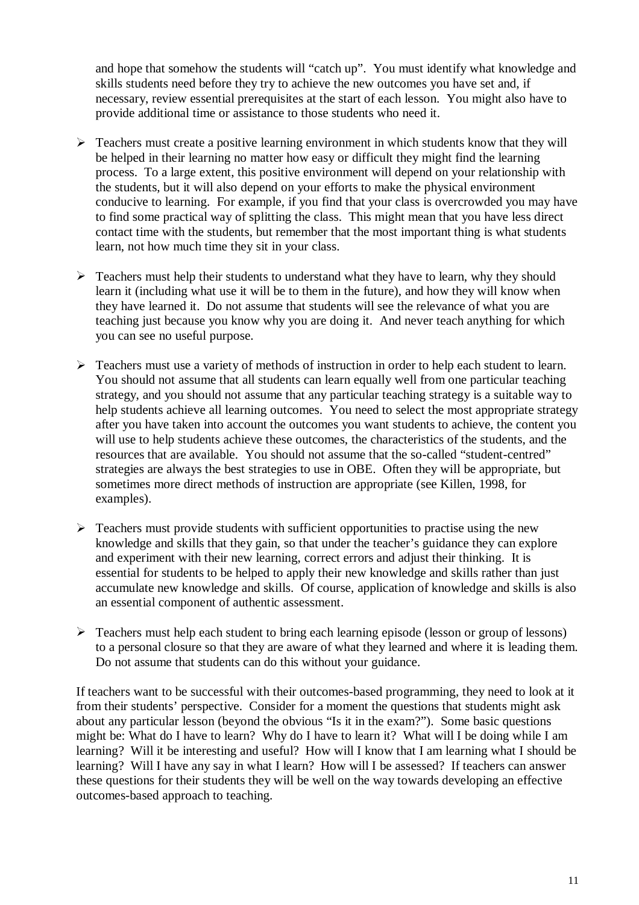and hope that somehow the students will "catch up". You must identify what knowledge and skills students need before they try to achieve the new outcomes you have set and, if necessary, review essential prerequisites at the start of each lesson. You might also have to provide additional time or assistance to those students who need it.

- Teachers must create a positive learning environment in which students know that they will be helped in their learning no matter how easy or difficult they might find the learning process. To a large extent, this positive environment will depend on your relationship with the students, but it will also depend on your efforts to make the physical environment conducive to learning. For example, if you find that your class is overcrowded you may have to find some practical way of splitting the class. This might mean that you have less direct contact time with the students, but remember that the most important thing is what students learn, not how much time they sit in your class.

- Teachers must help their students to understand what they have to learn, why they should learn it (including what use it will be to them in the future), and how they will know when they have learned it. Do not assume that students will see the relevance of what you are teaching just because you know why you are doing it. And never teach anything for which you can see no useful purpose.

- Teachers must use a variety of methods of instruction in order to help each student to learn. You should not assume that all students can learn equally well from one particular teaching strategy, and you should not assume that any particular teaching strategy is a suitable way to help students achieve all learning outcomes. You need to select the most appropriate strategy after you have taken into account the outcomes you want students to achieve, the content you will use to help students achieve these outcomes, the characteristics of the students, and the resources that are available. You should not assume that the so-called "student-centred" strategies are always the best strategies to use in OBE. Often they will be appropriate, but sometimes more direct methods of instruction are appropriate (see Killen, 1998, for examples).

- Teachers must provide students with sufficient opportunities to practise using the new knowledge and skills that they gain, so that under the teacher's guidance they can explore and experiment with their new learning, correct errors and adjust their thinking. It is essential for students to be helped to apply their new knowledge and skills rather than just accumulate new knowledge and skills. Of course, application of knowledge and skills is also an essential component of authentic assessment.

- Teachers must help each student to bring each learning episode (lesson or group of lessons) to a personal closure so that they are aware of what they learned and where it is leading them. Do not assume that students can do this without your guidance.

If teachers want to be successful with their outcomes-based programming, they need to look at it from their students' perspective. Consider for a moment the questions that students might ask about any particular lesson (beyond the obvious "Is it in the exam?"). Some basic questions might be: What do I have to learn? Why do I have to learn it? What will I be doing while I am learning? Will it be interesting and useful? How will I know that I am learning what I should be learning? Will I have any say in what I learn? How will I be assessed? If teachers can answer these questions for their students they will be well on the way towards developing an effective outcomes-based approach to teaching.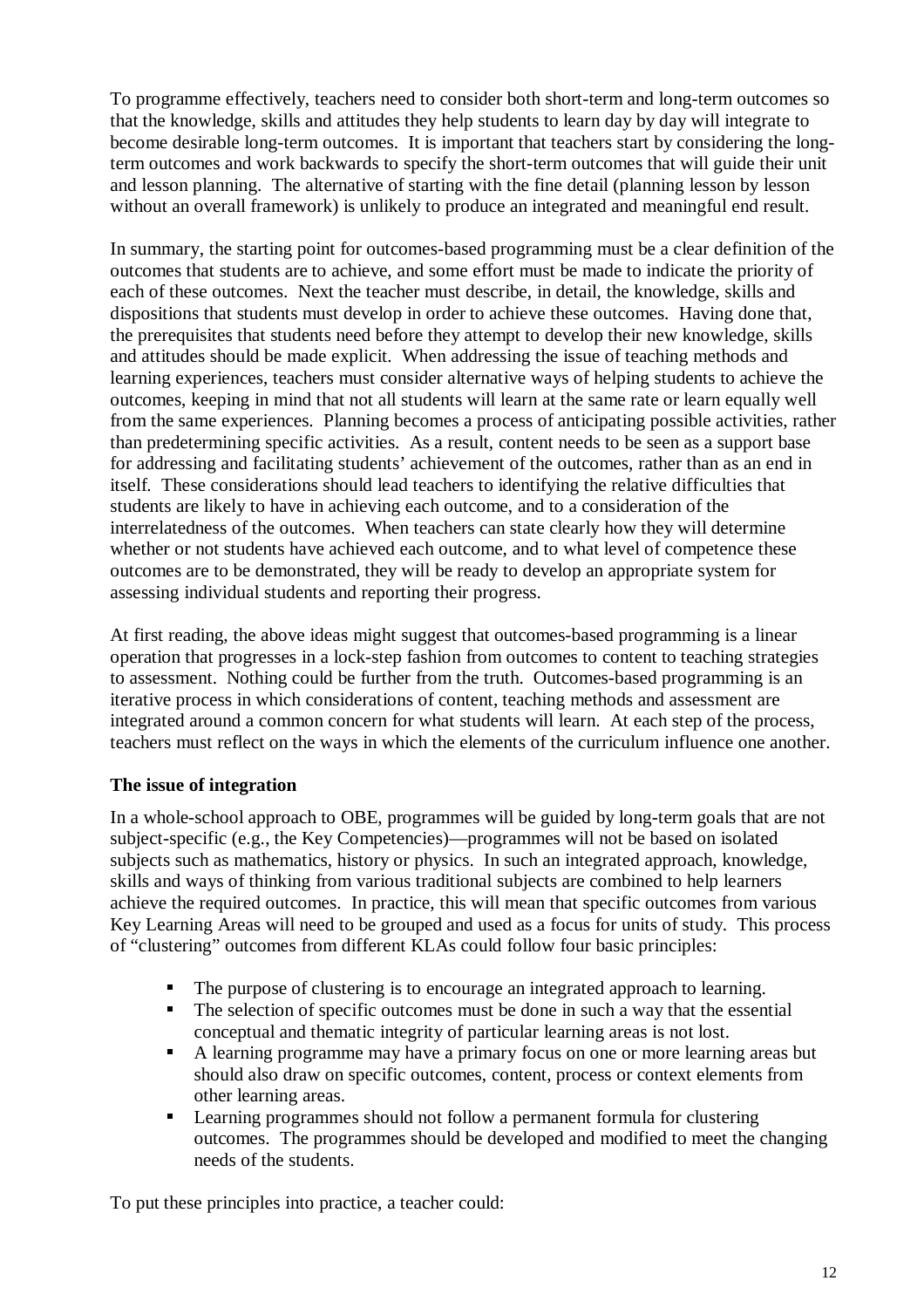To programme effectively, teachers need to consider both short-term and long-term outcomes so that the knowledge, skills and attitudes they help students to learn day by day will integrate to become desirable long-term outcomes. It is important that teachers start by considering the long-term outcomes and work backwards to specify the short-term outcomes that will guide their unit and lesson planning. The alternative of starting with the fine detail (planning lesson by lesson without an overall framework) is unlikely to produce an integrated and meaningful end result.

In summary, the starting point for outcomes-based programming must be a clear definition of the outcomes that students are to achieve, and some effort must be made to indicate the priority of each of these outcomes. Next the teacher must describe, in detail, the knowledge, skills and dispositions that students must develop in order to achieve these outcomes. Having done that, the prerequisites that students need before they attempt to develop their new knowledge, skills and attitudes should be made explicit. When addressing the issue of teaching methods and learning experiences, teachers must consider alternative ways of helping students to achieve the outcomes, keeping in mind that not all students will learn at the same rate or learn equally well from the same experiences. Planning becomes a process of anticipating possible activities, rather than predetermining specific activities. As a result, content needs to be seen as a support base for addressing and facilitating students' achievement of the outcomes, rather than as an end in itself. These considerations should lead teachers to identifying the relative difficulties that students are likely to have in achieving each outcome, and to a consideration of the interrelatedness of the outcomes. When teachers can state clearly how they will determine whether or not students have achieved each outcome, and to what level of competence these outcomes are to be demonstrated, they will be ready to develop an appropriate system for assessing individual students and reporting their progress.

At first reading, the above ideas might suggest that outcomes-based programming is a linear operation that progresses in a lock-step fashion from outcomes to content to teaching strategies to assessment. Nothing could be further from the truth. Outcomes-based programming is an iterative process in which considerations of content, teaching methods and assessment are integrated around a common concern for what students will learn. At each step of the process, teachers must reflect on the ways in which the elements of the curriculum influence one another.

**The issue of integration**

In a whole-school approach to OBE, programmes will be guided by long-term goals that are not subject-specific (e.g., the Key Competencies)—programmes will not be based on isolated subjects such as mathematics, history or physics. In such an integrated approach, knowledge, skills and ways of thinking from various traditional subjects are combined to help learners achieve the required outcomes. In practice, this will mean that specific outcomes from various Key Learning Areas will need to be grouped and used as a focus for units of study. This process of "clustering" outcomes from different KLAs could follow four basic principles:

- The purpose of clustering is to encourage an integrated approach to learning.
- The selection of specific outcomes must be done in such a way that the essential conceptual and thematic integrity of particular learning areas is not lost.
- A learning programme may have a primary focus on one or more learning areas but should also draw on specific outcomes, content, process or context elements from other learning areas.
- Learning programmes should not follow a permanent formula for clustering outcomes. The programmes should be developed and modified to meet the changing needs of the students.

To put these principles into practice, a teacher could: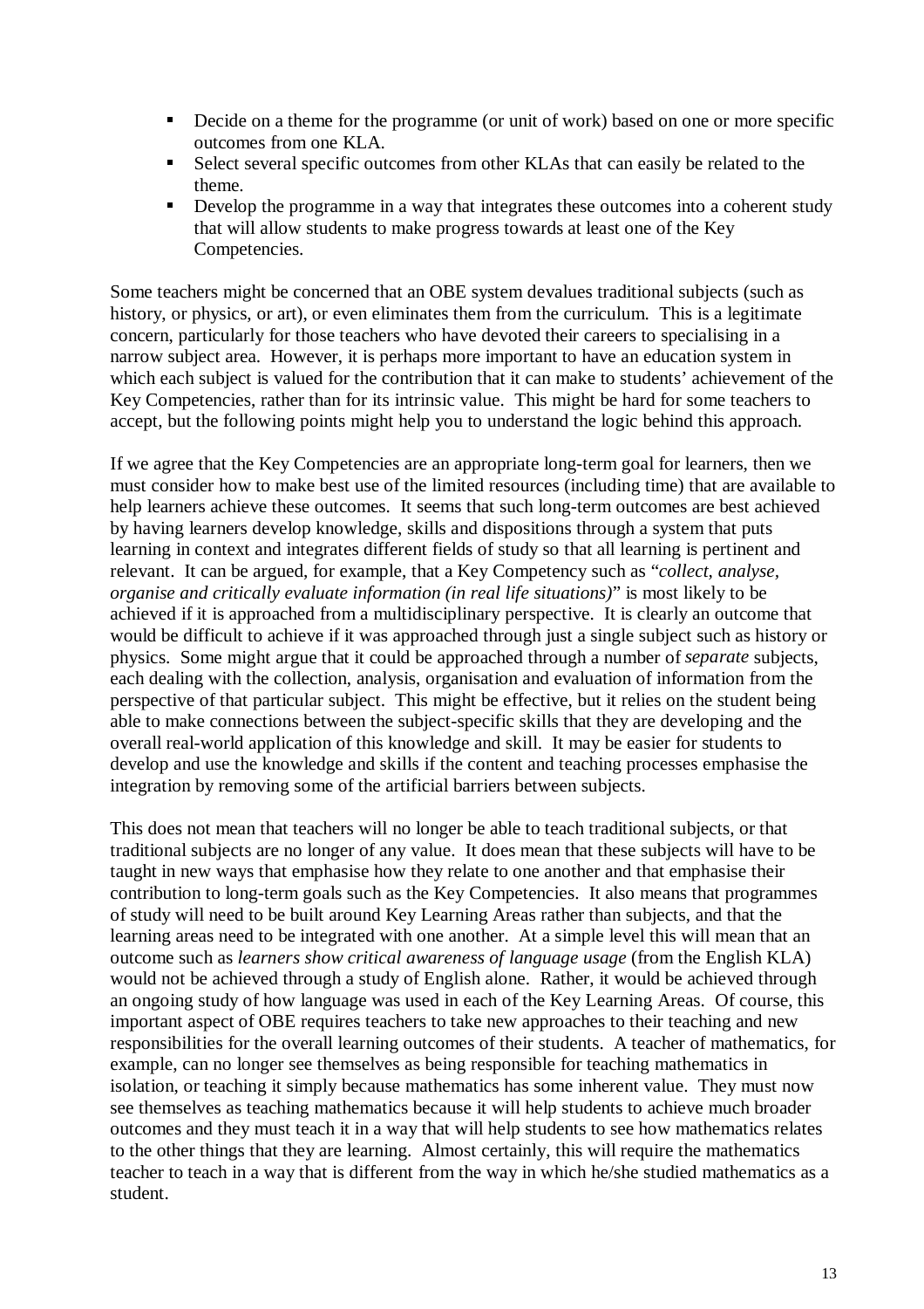- Decide on a theme for the programme (or unit of work) based on one or more specific outcomes from one KLA.
- Select several specific outcomes from other KLAs that can easily be related to the theme.
- Develop the programme in a way that integrates these outcomes into a coherent study that will allow students to make progress towards at least one of the Key Competencies.

Some teachers might be concerned that an OBE system devalues traditional subjects (such as history, or physics, or art), or even eliminates them from the curriculum. This is a legitimate concern, particularly for those teachers who have devoted their careers to specialising in a narrow subject area. However, it is perhaps more important to have an education system in which each subject is valued for the contribution that it can make to students' achievement of the Key Competencies, rather than for its intrinsic value. This might be hard for some teachers to accept, but the following points might help you to understand the logic behind this approach.

If we agree that the Key Competencies are an appropriate long-term goal for learners, then we must consider how to make best use of the limited resources (including time) that are available to help learners achieve these outcomes. It seems that such long-term outcomes are best achieved by having learners develop knowledge, skills and dispositions through a system that puts learning in context and integrates different fields of study so that all learning is pertinent and relevant. It can be argued, for example, that a Key Competency such as "*collect, analyse, organise and critically evaluate information (in real life situations)*" is most likely to be achieved if it is approached from a multidisciplinary perspective. It is clearly an outcome that would be difficult to achieve if it was approached through just a single subject such as history or physics. Some might argue that it could be approached through a number of *separate* subjects, each dealing with the collection, analysis, organisation and evaluation of information from the perspective of that particular subject. This might be effective, but it relies on the student being able to make connections between the subject-specific skills that they are developing and the overall real-world application of this knowledge and skill. It may be easier for students to develop and use the knowledge and skills if the content and teaching processes emphasise the integration by removing some of the artificial barriers between subjects.

This does not mean that teachers will no longer be able to teach traditional subjects, or that traditional subjects are no longer of any value. It does mean that these subjects will have to be taught in new ways that emphasise how they relate to one another and that emphasise their contribution to long-term goals such as the Key Competencies. It also means that programmes of study will need to be built around Key Learning Areas rather than subjects, and that the learning areas need to be integrated with one another. At a simple level this will mean that an outcome such as *learners show critical awareness of language usage* (from the English KLA) would not be achieved through a study of English alone. Rather, it would be achieved through an ongoing study of how language was used in each of the Key Learning Areas. Of course, this important aspect of OBE requires teachers to take new approaches to their teaching and new responsibilities for the overall learning outcomes of their students. A teacher of mathematics, for example, can no longer see themselves as being responsible for teaching mathematics in isolation, or teaching it simply because mathematics has some inherent value. They must now see themselves as teaching mathematics because it will help students to achieve much broader outcomes and they must teach it in a way that will help students to see how mathematics relates to the other things that they are learning. Almost certainly, this will require the mathematics teacher to teach in a way that is different from the way in which he/she studied mathematics as a student.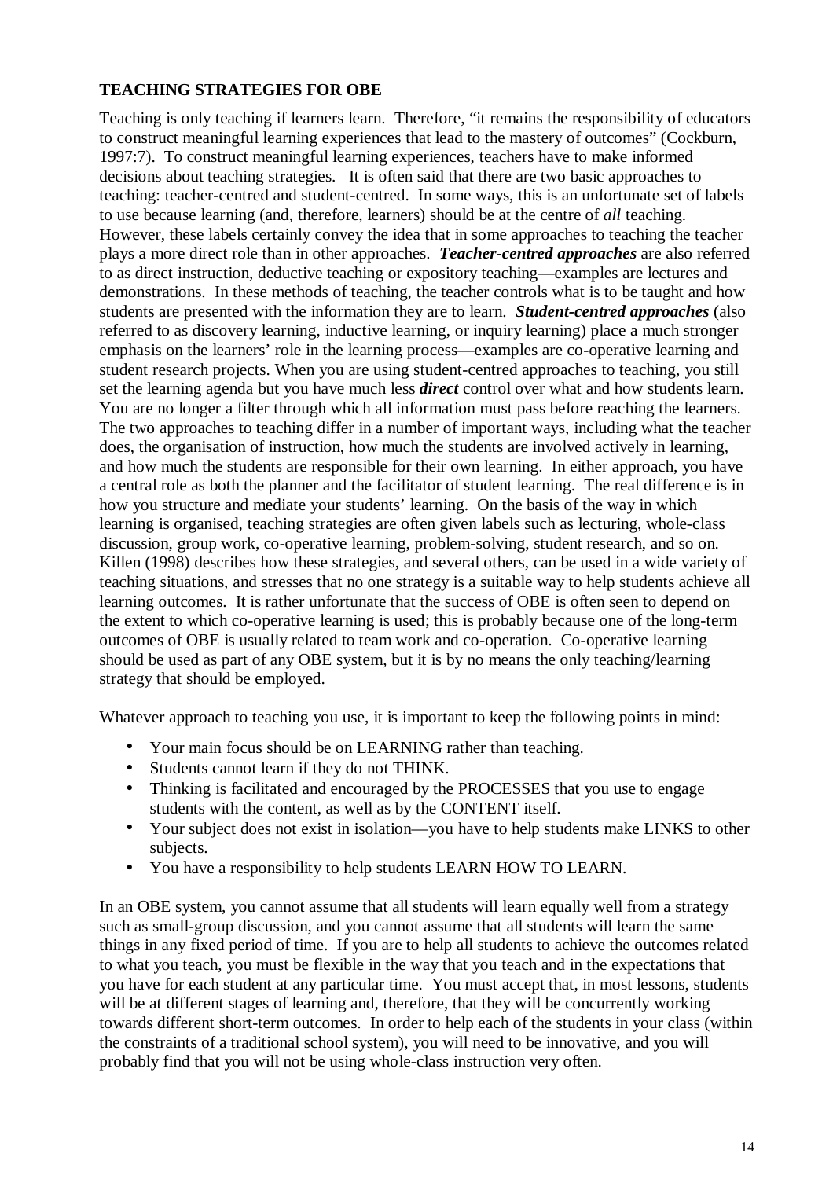## TEACHING STRATEGIES FOR OBE

Teaching is only teaching if learners learn. Therefore, "it remains the responsibility of educators to construct meaningful learning experiences that lead to the mastery of outcomes" (Cockburn, 1997:7). To construct meaningful learning experiences, teachers have to make informed decisions about teaching strategies. It is often said that there are two basic approaches to teaching: teacher-centred and student-centred. In some ways, this is an unfortunate set of labels to use because learning (and, therefore, learners) should be at the centre of *all* teaching. However, these labels certainly convey the idea that in some approaches to teaching the teacher plays a more direct role than in other approaches. ***Teacher-centred approaches*** are also referred to as direct instruction, deductive teaching or expository teaching—examples are lectures and demonstrations. In these methods of teaching, the teacher controls what is to be taught and how students are presented with the information they are to learn. ***Student-centred approaches*** (also referred to as discovery learning, inductive learning, or inquiry learning) place a much stronger emphasis on the learners' role in the learning process—examples are co-operative learning and student research projects. When you are using student-centred approaches to teaching, you still set the learning agenda but you have much less ***direct*** control over what and how students learn. You are no longer a filter through which all information must pass before reaching the learners. The two approaches to teaching differ in a number of important ways, including what the teacher does, the organisation of instruction, how much the students are involved actively in learning, and how much the students are responsible for their own learning. In either approach, you have a central role as both the planner and the facilitator of student learning. The real difference is in how you structure and mediate your students' learning. On the basis of the way in which learning is organised, teaching strategies are often given labels such as lecturing, whole-class discussion, group work, co-operative learning, problem-solving, student research, and so on. Killen (1998) describes how these strategies, and several others, can be used in a wide variety of teaching situations, and stresses that no one strategy is a suitable way to help students achieve all learning outcomes. It is rather unfortunate that the success of OBE is often seen to depend on the extent to which co-operative learning is used; this is probably because one of the long-term outcomes of OBE is usually related to team work and co-operation. Co-operative learning should be used as part of any OBE system, but it is by no means the only teaching/learning strategy that should be employed.

Whatever approach to teaching you use, it is important to keep the following points in mind:

- Your main focus should be on LEARNING rather than teaching.
- Students cannot learn if they do not THINK.
- Thinking is facilitated and encouraged by the PROCESSES that you use to engage students with the content, as well as by the CONTENT itself.
- Your subject does not exist in isolation—you have to help students make LINKS to other subjects.
- You have a responsibility to help students LEARN HOW TO LEARN.

In an OBE system, you cannot assume that all students will learn equally well from a strategy such as small-group discussion, and you cannot assume that all students will learn the same things in any fixed period of time. If you are to help all students to achieve the outcomes related to what you teach, you must be flexible in the way that you teach and in the expectations that you have for each student at any particular time. You must accept that, in most lessons, students will be at different stages of learning and, therefore, that they will be concurrently working towards different short-term outcomes. In order to help each of the students in your class (within the constraints of a traditional school system), you will need to be innovative, and you will probably find that you will not be using whole-class instruction very often.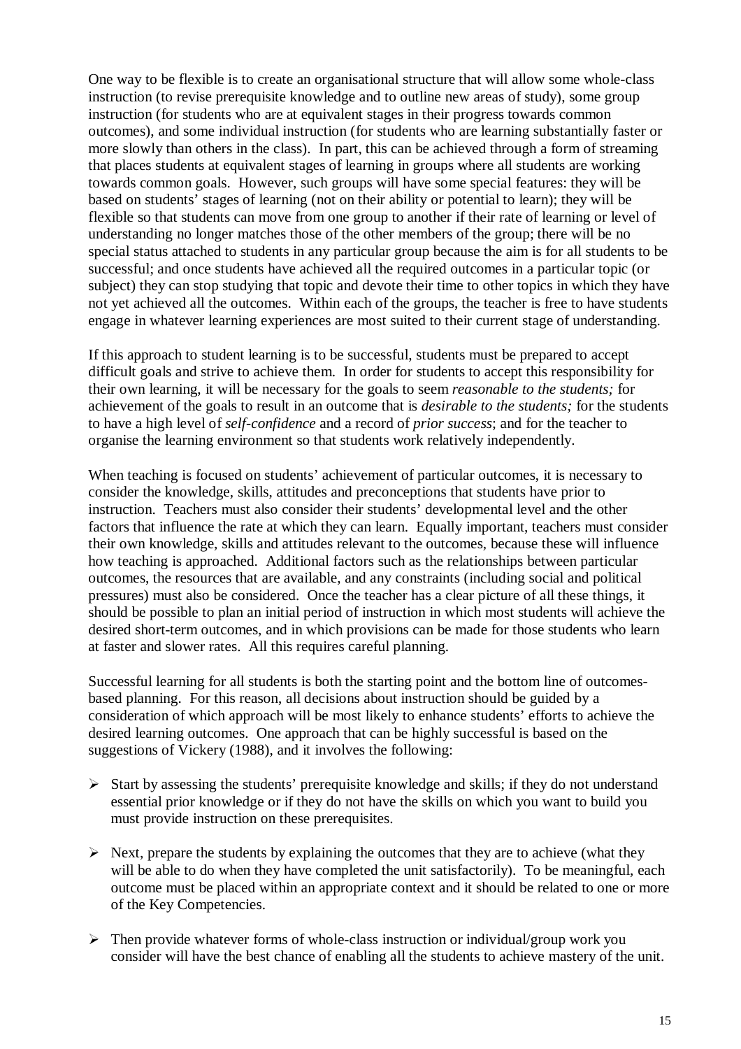One way to be flexible is to create an organisational structure that will allow some whole-class instruction (to revise prerequisite knowledge and to outline new areas of study), some group instruction (for students who are at equivalent stages in their progress towards common outcomes), and some individual instruction (for students who are learning substantially faster or more slowly than others in the class). In part, this can be achieved through a form of streaming that places students at equivalent stages of learning in groups where all students are working towards common goals. However, such groups will have some special features: they will be based on students' stages of learning (not on their ability or potential to learn); they will be flexible so that students can move from one group to another if their rate of learning or level of understanding no longer matches those of the other members of the group; there will be no special status attached to students in any particular group because the aim is for all students to be successful; and once students have achieved all the required outcomes in a particular topic (or subject) they can stop studying that topic and devote their time to other topics in which they have not yet achieved all the outcomes. Within each of the groups, the teacher is free to have students engage in whatever learning experiences are most suited to their current stage of understanding.

If this approach to student learning is to be successful, students must be prepared to accept difficult goals and strive to achieve them. In order for students to accept this responsibility for their own learning, it will be necessary for the goals to seem *reasonable to the students;* for achievement of the goals to result in an outcome that is *desirable to the students;* for the students to have a high level of *self-confidence* and a record of *prior success*; and for the teacher to organise the learning environment so that students work relatively independently.

When teaching is focused on students' achievement of particular outcomes, it is necessary to consider the knowledge, skills, attitudes and preconceptions that students have prior to instruction. Teachers must also consider their students' developmental level and the other factors that influence the rate at which they can learn. Equally important, teachers must consider their own knowledge, skills and attitudes relevant to the outcomes, because these will influence how teaching is approached. Additional factors such as the relationships between particular outcomes, the resources that are available, and any constraints (including social and political pressures) must also be considered. Once the teacher has a clear picture of all these things, it should be possible to plan an initial period of instruction in which most students will achieve the desired short-term outcomes, and in which provisions can be made for those students who learn at faster and slower rates. All this requires careful planning.

Successful learning for all students is both the starting point and the bottom line of outcomes-based planning. For this reason, all decisions about instruction should be guided by a consideration of which approach will be most likely to enhance students' efforts to achieve the desired learning outcomes. One approach that can be highly successful is based on the suggestions of Vickery (1988), and it involves the following:

- Start by assessing the students' prerequisite knowledge and skills; if they do not understand essential prior knowledge or if they do not have the skills on which you want to build you must provide instruction on these prerequisites.
- Next, prepare the students by explaining the outcomes that they are to achieve (what they will be able to do when they have completed the unit satisfactorily). To be meaningful, each outcome must be placed within an appropriate context and it should be related to one or more of the Key Competencies.
- Then provide whatever forms of whole-class instruction or individual/group work you consider will have the best chance of enabling all the students to achieve mastery of the unit.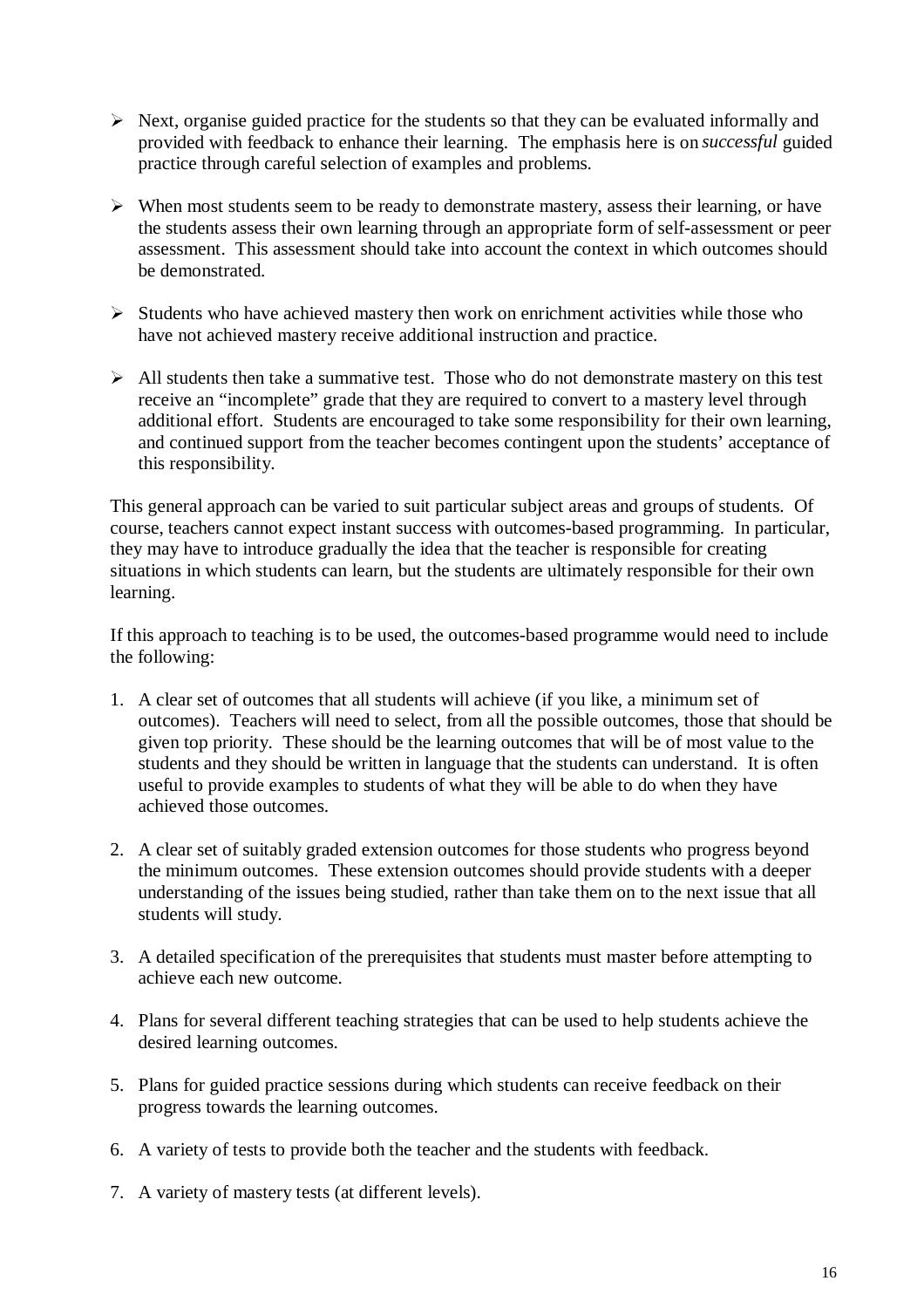- Next, organise guided practice for the students so that they can be evaluated informally and provided with feedback to enhance their learning. The emphasis here is on *successful* guided practice through careful selection of examples and problems.

- When most students seem to be ready to demonstrate mastery, assess their learning, or have the students assess their own learning through an appropriate form of self-assessment or peer assessment. This assessment should take into account the context in which outcomes should be demonstrated.

- Students who have achieved mastery then work on enrichment activities while those who have not achieved mastery receive additional instruction and practice.

- All students then take a summative test. Those who do not demonstrate mastery on this test receive an "incomplete" grade that they are required to convert to a mastery level through additional effort. Students are encouraged to take some responsibility for their own learning, and continued support from the teacher becomes contingent upon the students' acceptance of this responsibility.

This general approach can be varied to suit particular subject areas and groups of students. Of course, teachers cannot expect instant success with outcomes-based programming. In particular, they may have to introduce gradually the idea that the teacher is responsible for creating situations in which students can learn, but the students are ultimately responsible for their own learning.

If this approach to teaching is to be used, the outcomes-based programme would need to include the following:

1. A clear set of outcomes that all students will achieve (if you like, a minimum set of outcomes). Teachers will need to select, from all the possible outcomes, those that should be given top priority. These should be the learning outcomes that will be of most value to the students and they should be written in language that the students can understand. It is often useful to provide examples to students of what they will be able to do when they have achieved those outcomes.

2. A clear set of suitably graded extension outcomes for those students who progress beyond the minimum outcomes. These extension outcomes should provide students with a deeper understanding of the issues being studied, rather than take them on to the next issue that all students will study.

3. A detailed specification of the prerequisites that students must master before attempting to achieve each new outcome.

4. Plans for several different teaching strategies that can be used to help students achieve the desired learning outcomes.

5. Plans for guided practice sessions during which students can receive feedback on their progress towards the learning outcomes.

6. A variety of tests to provide both the teacher and the students with feedback.

7. A variety of mastery tests (at different levels).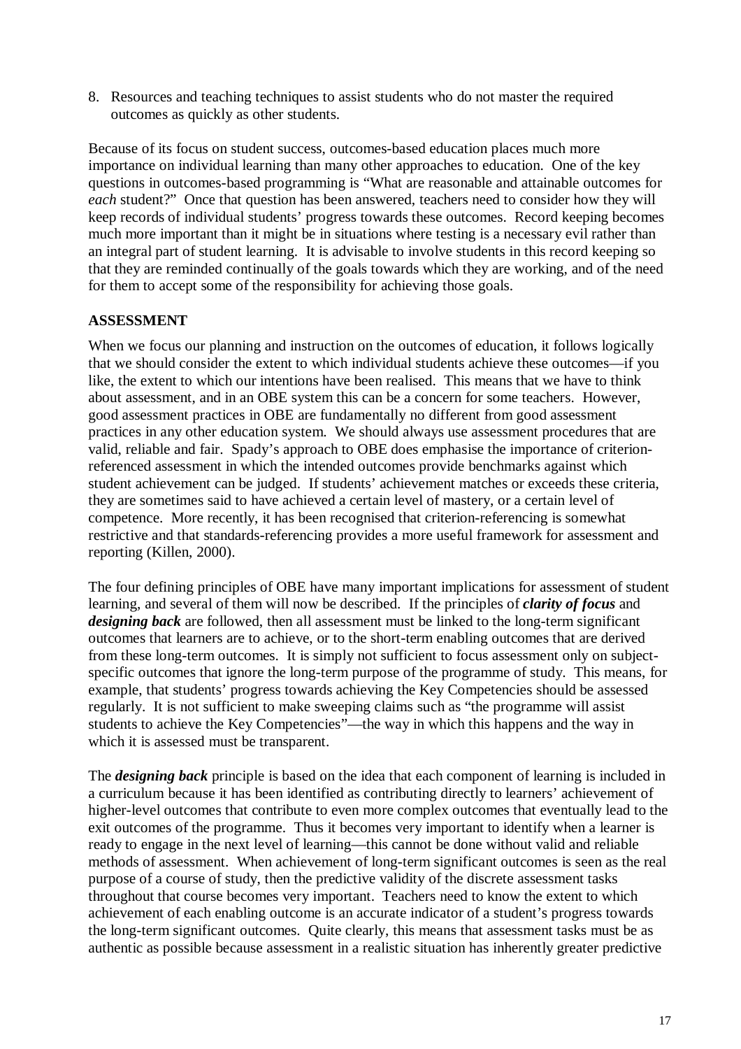8. Resources and teaching techniques to assist students who do not master the required outcomes as quickly as other students.

Because of its focus on student success, outcomes-based education places much more importance on individual learning than many other approaches to education. One of the key questions in outcomes-based programming is "What are reasonable and attainable outcomes for *each* student?" Once that question has been answered, teachers need to consider how they will keep records of individual students' progress towards these outcomes. Record keeping becomes much more important than it might be in situations where testing is a necessary evil rather than an integral part of student learning. It is advisable to involve students in this record keeping so that they are reminded continually of the goals towards which they are working, and of the need for them to accept some of the responsibility for achieving those goals.

## ASSESSMENT

When we focus our planning and instruction on the outcomes of education, it follows logically that we should consider the extent to which individual students achieve these outcomes—if you like, the extent to which our intentions have been realised. This means that we have to think about assessment, and in an OBE system this can be a concern for some teachers. However, good assessment practices in OBE are fundamentally no different from good assessment practices in any other education system. We should always use assessment procedures that are valid, reliable and fair. Spady's approach to OBE does emphasise the importance of criterion-referenced assessment in which the intended outcomes provide benchmarks against which student achievement can be judged. If students' achievement matches or exceeds these criteria, they are sometimes said to have achieved a certain level of mastery, or a certain level of competence. More recently, it has been recognised that criterion-referencing is somewhat restrictive and that standards-referencing provides a more useful framework for assessment and reporting (Killen, 2000).

The four defining principles of OBE have many important implications for assessment of student learning, and several of them will now be described. If the principles of ***clarity of focus*** and ***designing back*** are followed, then all assessment must be linked to the long-term significant outcomes that learners are to achieve, or to the short-term enabling outcomes that are derived from these long-term outcomes. It is simply not sufficient to focus assessment only on subject-specific outcomes that ignore the long-term purpose of the programme of study. This means, for example, that students' progress towards achieving the Key Competencies should be assessed regularly. It is not sufficient to make sweeping claims such as "the programme will assist students to achieve the Key Competencies"—the way in which this happens and the way in which it is assessed must be transparent.

The ***designing back*** principle is based on the idea that each component of learning is included in a curriculum because it has been identified as contributing directly to learners' achievement of higher-level outcomes that contribute to even more complex outcomes that eventually lead to the exit outcomes of the programme. Thus it becomes very important to identify when a learner is ready to engage in the next level of learning—this cannot be done without valid and reliable methods of assessment. When achievement of long-term significant outcomes is seen as the real purpose of a course of study, then the predictive validity of the discrete assessment tasks throughout that course becomes very important. Teachers need to know the extent to which achievement of each enabling outcome is an accurate indicator of a student's progress towards the long-term significant outcomes. Quite clearly, this means that assessment tasks must be as authentic as possible because assessment in a realistic situation has inherently greater predictive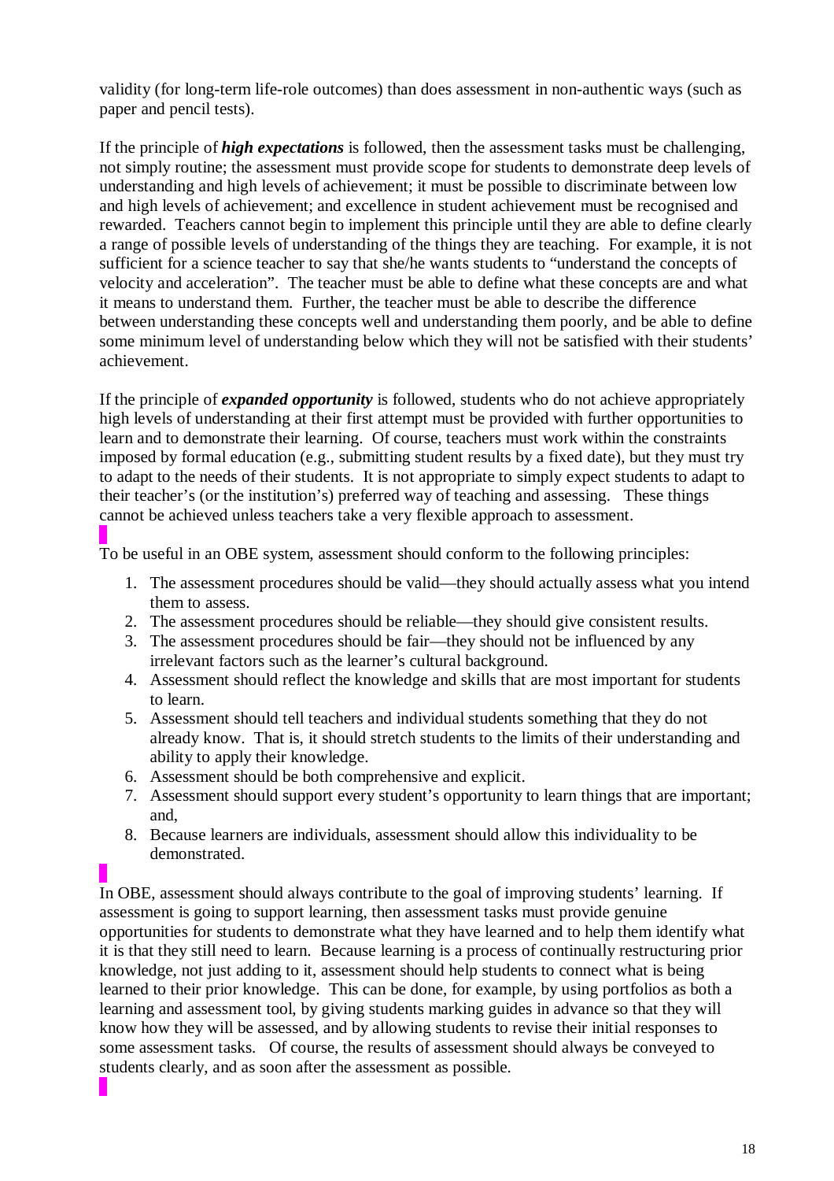validity (for long-term life-role outcomes) than does assessment in non-authentic ways (such as paper and pencil tests).

If the principle of ***high expectations*** is followed, then the assessment tasks must be challenging, not simply routine; the assessment must provide scope for students to demonstrate deep levels of understanding and high levels of achievement; it must be possible to discriminate between low and high levels of achievement; and excellence in student achievement must be recognised and rewarded. Teachers cannot begin to implement this principle until they are able to define clearly a range of possible levels of understanding of the things they are teaching. For example, it is not sufficient for a science teacher to say that she/he wants students to "understand the concepts of velocity and acceleration". The teacher must be able to define what these concepts are and what it means to understand them. Further, the teacher must be able to describe the difference between understanding these concepts well and understanding them poorly, and be able to define some minimum level of understanding below which they will not be satisfied with their students' achievement.

If the principle of ***expanded opportunity*** is followed, students who do not achieve appropriately high levels of understanding at their first attempt must be provided with further opportunities to learn and to demonstrate their learning. Of course, teachers must work within the constraints imposed by formal education (e.g., submitting student results by a fixed date), but they must try to adapt to the needs of their students. It is not appropriate to simply expect students to adapt to their teacher's (or the institution's) preferred way of teaching and assessing. These things cannot be achieved unless teachers take a very flexible approach to assessment.

To be useful in an OBE system, assessment should conform to the following principles:

1. The assessment procedures should be valid—they should actually assess what you intend them to assess.
2. The assessment procedures should be reliable—they should give consistent results.
3. The assessment procedures should be fair—they should not be influenced by any irrelevant factors such as the learner's cultural background.
4. Assessment should reflect the knowledge and skills that are most important for students to learn.
5. Assessment should tell teachers and individual students something that they do not already know. That is, it should stretch students to the limits of their understanding and ability to apply their knowledge.
6. Assessment should be both comprehensive and explicit.
7. Assessment should support every student's opportunity to learn things that are important; and,
8. Because learners are individuals, assessment should allow this individuality to be demonstrated.

In OBE, assessment should always contribute to the goal of improving students' learning. If assessment is going to support learning, then assessment tasks must provide genuine opportunities for students to demonstrate what they have learned and to help them identify what it is that they still need to learn. Because learning is a process of continually restructuring prior knowledge, not just adding to it, assessment should help students to connect what is being learned to their prior knowledge. This can be done, for example, by using portfolios as both a learning and assessment tool, by giving students marking guides in advance so that they will know how they will be assessed, and by allowing students to revise their initial responses to some assessment tasks. Of course, the results of assessment should always be conveyed to students clearly, and as soon after the assessment as possible.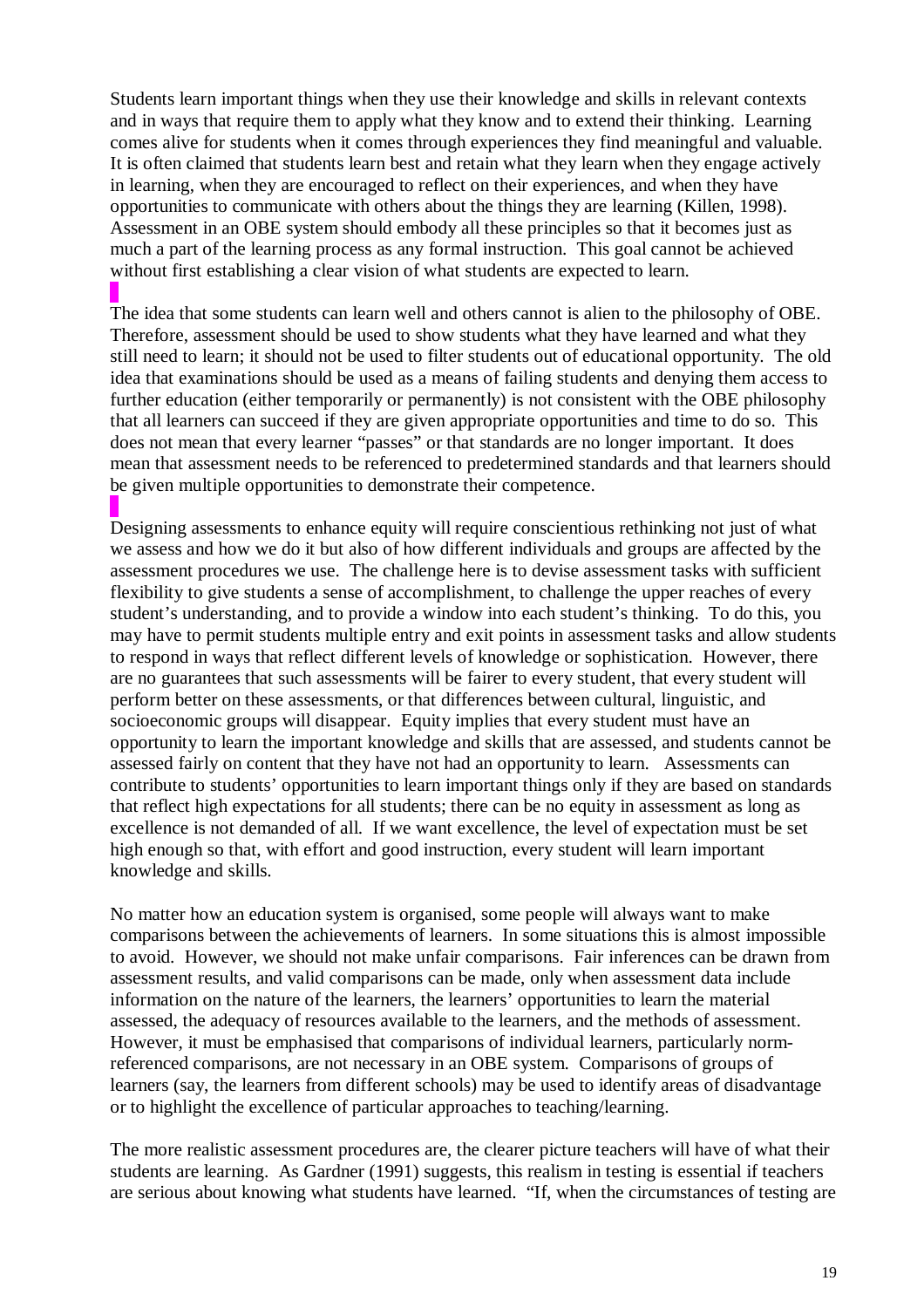Students learn important things when they use their knowledge and skills in relevant contexts and in ways that require them to apply what they know and to extend their thinking. Learning comes alive for students when it comes through experiences they find meaningful and valuable. It is often claimed that students learn best and retain what they learn when they engage actively in learning, when they are encouraged to reflect on their experiences, and when they have opportunities to communicate with others about the things they are learning (Killen, 1998). Assessment in an OBE system should embody all these principles so that it becomes just as much a part of the learning process as any formal instruction. This goal cannot be achieved without first establishing a clear vision of what students are expected to learn.

The idea that some students can learn well and others cannot is alien to the philosophy of OBE. Therefore, assessment should be used to show students what they have learned and what they still need to learn; it should not be used to filter students out of educational opportunity. The old idea that examinations should be used as a means of failing students and denying them access to further education (either temporarily or permanently) is not consistent with the OBE philosophy that all learners can succeed if they are given appropriate opportunities and time to do so. This does not mean that every learner "passes" or that standards are no longer important. It does mean that assessment needs to be referenced to predetermined standards and that learners should be given multiple opportunities to demonstrate their competence.

Designing assessments to enhance equity will require conscientious rethinking not just of what we assess and how we do it but also of how different individuals and groups are affected by the assessment procedures we use. The challenge here is to devise assessment tasks with sufficient flexibility to give students a sense of accomplishment, to challenge the upper reaches of every student's understanding, and to provide a window into each student's thinking. To do this, you may have to permit students multiple entry and exit points in assessment tasks and allow students to respond in ways that reflect different levels of knowledge or sophistication. However, there are no guarantees that such assessments will be fairer to every student, that every student will perform better on these assessments, or that differences between cultural, linguistic, and socioeconomic groups will disappear. Equity implies that every student must have an opportunity to learn the important knowledge and skills that are assessed, and students cannot be assessed fairly on content that they have not had an opportunity to learn. Assessments can contribute to students' opportunities to learn important things only if they are based on standards that reflect high expectations for all students; there can be no equity in assessment as long as excellence is not demanded of all. If we want excellence, the level of expectation must be set high enough so that, with effort and good instruction, every student will learn important knowledge and skills.

No matter how an education system is organised, some people will always want to make comparisons between the achievements of learners. In some situations this is almost impossible to avoid. However, we should not make unfair comparisons. Fair inferences can be drawn from assessment results, and valid comparisons can be made, only when assessment data include information on the nature of the learners, the learners' opportunities to learn the material assessed, the adequacy of resources available to the learners, and the methods of assessment. However, it must be emphasised that comparisons of individual learners, particularly norm-referenced comparisons, are not necessary in an OBE system. Comparisons of groups of learners (say, the learners from different schools) may be used to identify areas of disadvantage or to highlight the excellence of particular approaches to teaching/learning.

The more realistic assessment procedures are, the clearer picture teachers will have of what their students are learning. As Gardner (1991) suggests, this realism in testing is essential if teachers are serious about knowing what students have learned. "If, when the circumstances of testing are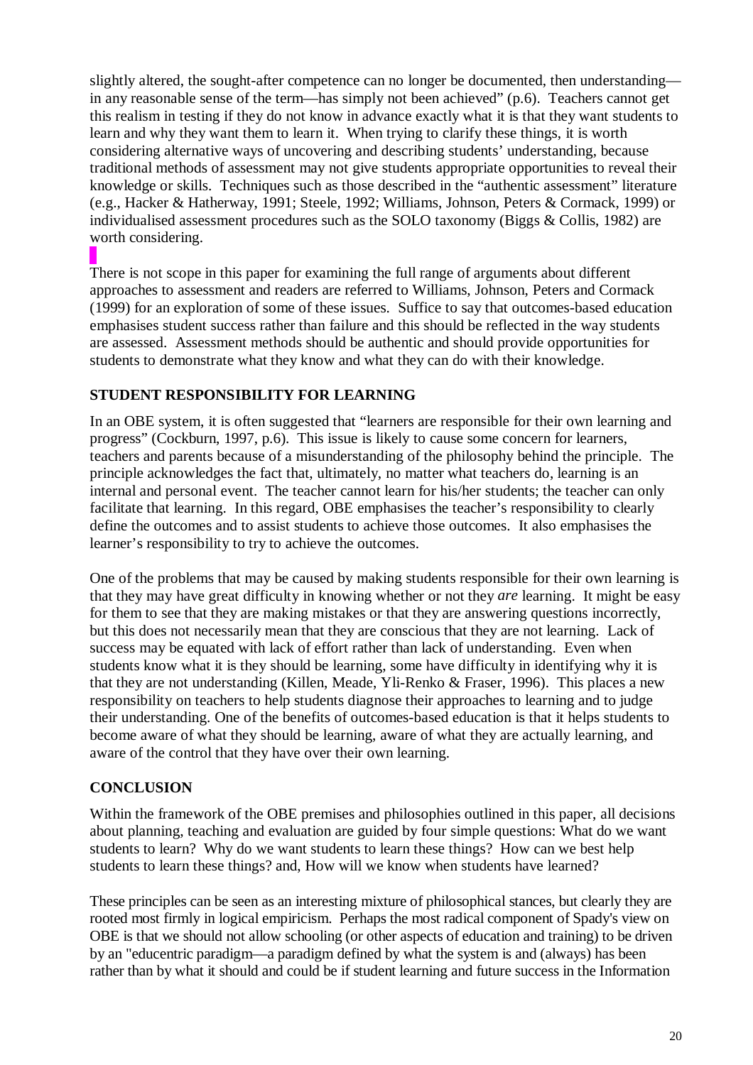slightly altered, the sought-after competence can no longer be documented, then understanding—in any reasonable sense of the term—has simply not been achieved" (p.6). Teachers cannot get this realism in testing if they do not know in advance exactly what it is that they want students to learn and why they want them to learn it. When trying to clarify these things, it is worth considering alternative ways of uncovering and describing students' understanding, because traditional methods of assessment may not give students appropriate opportunities to reveal their knowledge or skills. Techniques such as those described in the "authentic assessment" literature (e.g., Hacker & Hatherway, 1991; Steele, 1992; Williams, Johnson, Peters & Cormack, 1999) or individualised assessment procedures such as the SOLO taxonomy (Biggs & Collis, 1982) are worth considering.

There is not scope in this paper for examining the full range of arguments about different approaches to assessment and readers are referred to Williams, Johnson, Peters and Cormack (1999) for an exploration of some of these issues. Suffice to say that outcomes-based education emphasises student success rather than failure and this should be reflected in the way students are assessed. Assessment methods should be authentic and should provide opportunities for students to demonstrate what they know and what they can do with their knowledge.

## STUDENT RESPONSIBILITY FOR LEARNING

In an OBE system, it is often suggested that "learners are responsible for their own learning and progress" (Cockburn, 1997, p.6). This issue is likely to cause some concern for learners, teachers and parents because of a misunderstanding of the philosophy behind the principle. The principle acknowledges the fact that, ultimately, no matter what teachers do, learning is an internal and personal event. The teacher cannot learn for his/her students; the teacher can only facilitate that learning. In this regard, OBE emphasises the teacher's responsibility to clearly define the outcomes and to assist students to achieve those outcomes. It also emphasises the learner's responsibility to try to achieve the outcomes.

One of the problems that may be caused by making students responsible for their own learning is that they may have great difficulty in knowing whether or not they *are* learning. It might be easy for them to see that they are making mistakes or that they are answering questions incorrectly, but this does not necessarily mean that they are conscious that they are not learning. Lack of success may be equated with lack of effort rather than lack of understanding. Even when students know what it is they should be learning, some have difficulty in identifying why it is that they are not understanding (Killen, Meade, Yli-Renko & Fraser, 1996). This places a new responsibility on teachers to help students diagnose their approaches to learning and to judge their understanding. One of the benefits of outcomes-based education is that it helps students to become aware of what they should be learning, aware of what they are actually learning, and aware of the control that they have over their own learning.

## CONCLUSION

Within the framework of the OBE premises and philosophies outlined in this paper, all decisions about planning, teaching and evaluation are guided by four simple questions: What do we want students to learn? Why do we want students to learn these things? How can we best help students to learn these things? and, How will we know when students have learned?

These principles can be seen as an interesting mixture of philosophical stances, but clearly they are rooted most firmly in logical empiricism. Perhaps the most radical component of Spady's view on OBE is that we should not allow schooling (or other aspects of education and training) to be driven by an "educentric paradigm—a paradigm defined by what the system is and (always) has been rather than by what it should and could be if student learning and future success in the Information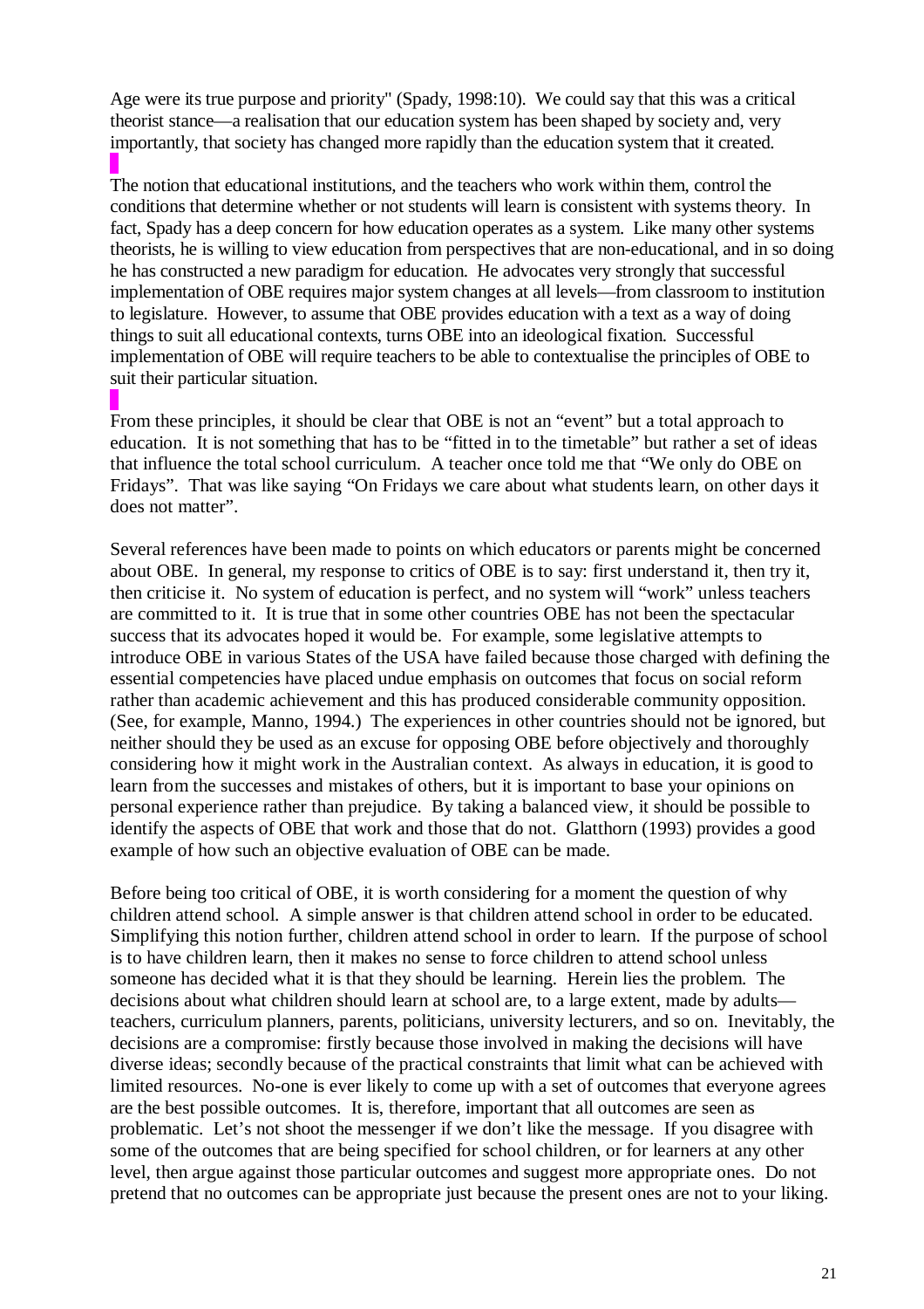Age were its true purpose and priority" (Spady, 1998:10). We could say that this was a critical theorist stance—a realisation that our education system has been shaped by society and, very importantly, that society has changed more rapidly than the education system that it created.

The notion that educational institutions, and the teachers who work within them, control the conditions that determine whether or not students will learn is consistent with systems theory. In fact, Spady has a deep concern for how education operates as a system. Like many other systems theorists, he is willing to view education from perspectives that are non-educational, and in so doing he has constructed a new paradigm for education. He advocates very strongly that successful implementation of OBE requires major system changes at all levels—from classroom to institution to legislature. However, to assume that OBE provides education with a text as a way of doing things to suit all educational contexts, turns OBE into an ideological fixation. Successful implementation of OBE will require teachers to be able to contextualise the principles of OBE to suit their particular situation.

From these principles, it should be clear that OBE is not an "event" but a total approach to education. It is not something that has to be "fitted in to the timetable" but rather a set of ideas that influence the total school curriculum. A teacher once told me that "We only do OBE on Fridays". That was like saying "On Fridays we care about what students learn, on other days it does not matter".

Several references have been made to points on which educators or parents might be concerned about OBE. In general, my response to critics of OBE is to say: first understand it, then try it, then criticise it. No system of education is perfect, and no system will "work" unless teachers are committed to it. It is true that in some other countries OBE has not been the spectacular success that its advocates hoped it would be. For example, some legislative attempts to introduce OBE in various States of the USA have failed because those charged with defining the essential competencies have placed undue emphasis on outcomes that focus on social reform rather than academic achievement and this has produced considerable community opposition. (See, for example, Manno, 1994.) The experiences in other countries should not be ignored, but neither should they be used as an excuse for opposing OBE before objectively and thoroughly considering how it might work in the Australian context. As always in education, it is good to learn from the successes and mistakes of others, but it is important to base your opinions on personal experience rather than prejudice. By taking a balanced view, it should be possible to identify the aspects of OBE that work and those that do not. Glatthorn (1993) provides a good example of how such an objective evaluation of OBE can be made.

Before being too critical of OBE, it is worth considering for a moment the question of why children attend school. A simple answer is that children attend school in order to be educated. Simplifying this notion further, children attend school in order to learn. If the purpose of school is to have children learn, then it makes no sense to force children to attend school unless someone has decided what it is that they should be learning. Herein lies the problem. The decisions about what children should learn at school are, to a large extent, made by adults—teachers, curriculum planners, parents, politicians, university lecturers, and so on. Inevitably, the decisions are a compromise: firstly because those involved in making the decisions will have diverse ideas; secondly because of the practical constraints that limit what can be achieved with limited resources. No-one is ever likely to come up with a set of outcomes that everyone agrees are the best possible outcomes. It is, therefore, important that all outcomes are seen as problematic. Let's not shoot the messenger if we don't like the message. If you disagree with some of the outcomes that are being specified for school children, or for learners at any other level, then argue against those particular outcomes and suggest more appropriate ones. Do not pretend that no outcomes can be appropriate just because the present ones are not to your liking.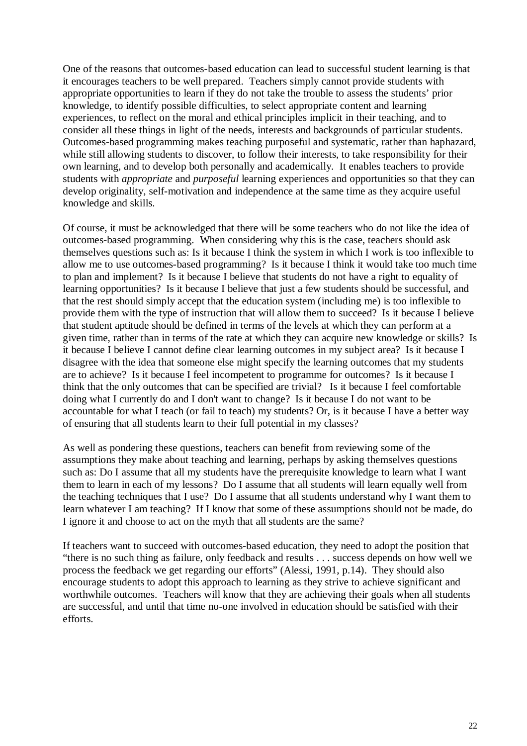One of the reasons that outcomes-based education can lead to successful student learning is that it encourages teachers to be well prepared. Teachers simply cannot provide students with appropriate opportunities to learn if they do not take the trouble to assess the students' prior knowledge, to identify possible difficulties, to select appropriate content and learning experiences, to reflect on the moral and ethical principles implicit in their teaching, and to consider all these things in light of the needs, interests and backgrounds of particular students. Outcomes-based programming makes teaching purposeful and systematic, rather than haphazard, while still allowing students to discover, to follow their interests, to take responsibility for their own learning, and to develop both personally and academically. It enables teachers to provide students with *appropriate* and *purposeful* learning experiences and opportunities so that they can develop originality, self-motivation and independence at the same time as they acquire useful knowledge and skills.

Of course, it must be acknowledged that there will be some teachers who do not like the idea of outcomes-based programming. When considering why this is the case, teachers should ask themselves questions such as: Is it because I think the system in which I work is too inflexible to allow me to use outcomes-based programming? Is it because I think it would take too much time to plan and implement? Is it because I believe that students do not have a right to equality of learning opportunities? Is it because I believe that just a few students should be successful, and that the rest should simply accept that the education system (including me) is too inflexible to provide them with the type of instruction that will allow them to succeed? Is it because I believe that student aptitude should be defined in terms of the levels at which they can perform at a given time, rather than in terms of the rate at which they can acquire new knowledge or skills? Is it because I believe I cannot define clear learning outcomes in my subject area? Is it because I disagree with the idea that someone else might specify the learning outcomes that my students are to achieve? Is it because I feel incompetent to programme for outcomes? Is it because I think that the only outcomes that can be specified are trivial? Is it because I feel comfortable doing what I currently do and I don't want to change? Is it because I do not want to be accountable for what I teach (or fail to teach) my students? Or, is it because I have a better way of ensuring that all students learn to their full potential in my classes?

As well as pondering these questions, teachers can benefit from reviewing some of the assumptions they make about teaching and learning, perhaps by asking themselves questions such as: Do I assume that all my students have the prerequisite knowledge to learn what I want them to learn in each of my lessons? Do I assume that all students will learn equally well from the teaching techniques that I use? Do I assume that all students understand why I want them to learn whatever I am teaching? If I know that some of these assumptions should not be made, do I ignore it and choose to act on the myth that all students are the same?

If teachers want to succeed with outcomes-based education, they need to adopt the position that "there is no such thing as failure, only feedback and results . . . success depends on how well we process the feedback we get regarding our efforts" (Alessi, 1991, p.14). They should also encourage students to adopt this approach to learning as they strive to achieve significant and worthwhile outcomes. Teachers will know that they are achieving their goals when all students are successful, and until that time no-one involved in education should be satisfied with their efforts.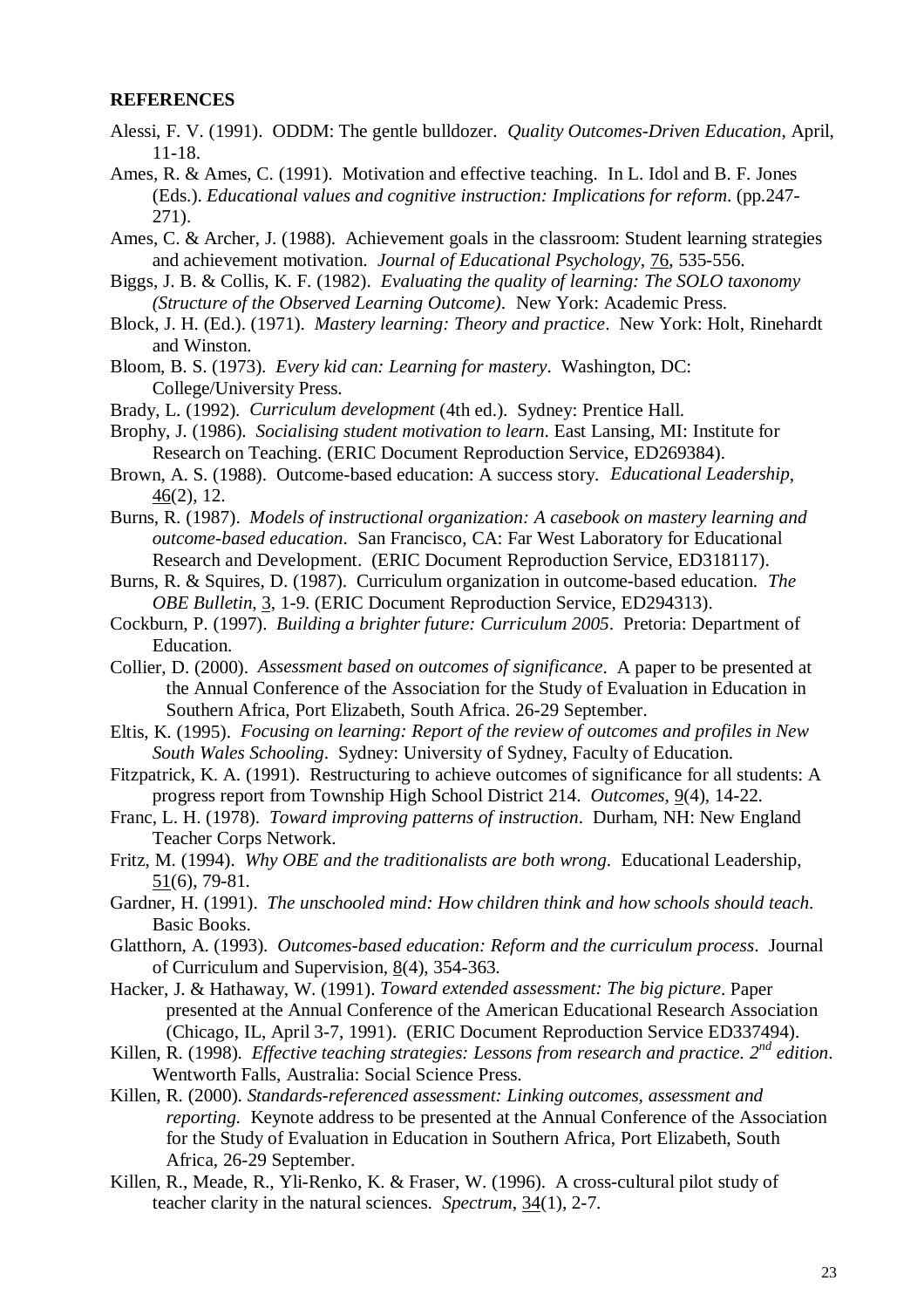**REFERENCES**

Alessi, F. V. (1991). ODDM: The gentle bulldozer. *Quality Outcomes-Driven Education*, April, 11-18.

Ames, R. & Ames, C. (1991). Motivation and effective teaching. In L. Idol and B. F. Jones (Eds.). *Educational values and cognitive instruction: Implications for reform*. (pp.247-271).

Ames, C. & Archer, J. (1988). Achievement goals in the classroom: Student learning strategies and achievement motivation. *Journal of Educational Psychology*, 76, 535-556.

Biggs, J. B. & Collis, K. F. (1982). *Evaluating the quality of learning: The SOLO taxonomy (Structure of the Observed Learning Outcome)*. New York: Academic Press.

Block, J. H. (Ed.). (1971). *Mastery learning: Theory and practice*. New York: Holt, Rinehardt and Winston.

Bloom, B. S. (1973). *Every kid can: Learning for mastery*. Washington, DC: College/University Press.

Brady, L. (1992). *Curriculum development* (4th ed.). Sydney: Prentice Hall.

Brophy, J. (1986). *Socialising student motivation to learn*. East Lansing, MI: Institute for Research on Teaching. (ERIC Document Reproduction Service, ED269384).

Brown, A. S. (1988). Outcome-based education: A success story. *Educational Leadership*, 46(2), 12.

Burns, R. (1987). *Models of instructional organization: A casebook on mastery learning and outcome-based education*. San Francisco, CA: Far West Laboratory for Educational Research and Development. (ERIC Document Reproduction Service, ED318117).

Burns, R. & Squires, D. (1987). Curriculum organization in outcome-based education. *The OBE Bulletin*, 3, 1-9. (ERIC Document Reproduction Service, ED294313).

Cockburn, P. (1997). *Building a brighter future: Curriculum 2005*. Pretoria: Department of Education.

Collier, D. (2000). *Assessment based on outcomes of significance*. A paper to be presented at the Annual Conference of the Association for the Study of Evaluation in Education in Southern Africa, Port Elizabeth, South Africa. 26-29 September.

Eltis, K. (1995). *Focusing on learning: Report of the review of outcomes and profiles in New South Wales Schooling*. Sydney: University of Sydney, Faculty of Education.

Fitzpatrick, K. A. (1991). Restructuring to achieve outcomes of significance for all students: A progress report from Township High School District 214. *Outcomes*, 9(4), 14-22.

Franc, L. H. (1978). *Toward improving patterns of instruction*. Durham, NH: New England Teacher Corps Network.

Fritz, M. (1994). *Why OBE and the traditionalists are both wrong*. Educational Leadership, 51(6), 79-81.

Gardner, H. (1991). *The unschooled mind: How children think and how schools should teach*. Basic Books.

Glatthorn, A. (1993). *Outcomes-based education: Reform and the curriculum process*. Journal of Curriculum and Supervision, 8(4), 354-363.

Hacker, J. & Hathaway, W. (1991). *Toward extended assessment: The big picture*. Paper presented at the Annual Conference of the American Educational Research Association (Chicago, IL, April 3-7, 1991). (ERIC Document Reproduction Service ED337494).

Killen, R. (1998). *Effective teaching strategies: Lessons from research and practice. 2nd edition*. Wentworth Falls, Australia: Social Science Press.

Killen, R. (2000). *Standards-referenced assessment: Linking outcomes, assessment and reporting*. Keynote address to be presented at the Annual Conference of the Association for the Study of Evaluation in Education in Southern Africa, Port Elizabeth, South Africa, 26-29 September.

Killen, R., Meade, R., Yli-Renko, K. & Fraser, W. (1996). A cross-cultural pilot study of teacher clarity in the natural sciences. *Spectrum*, 34(1), 2-7.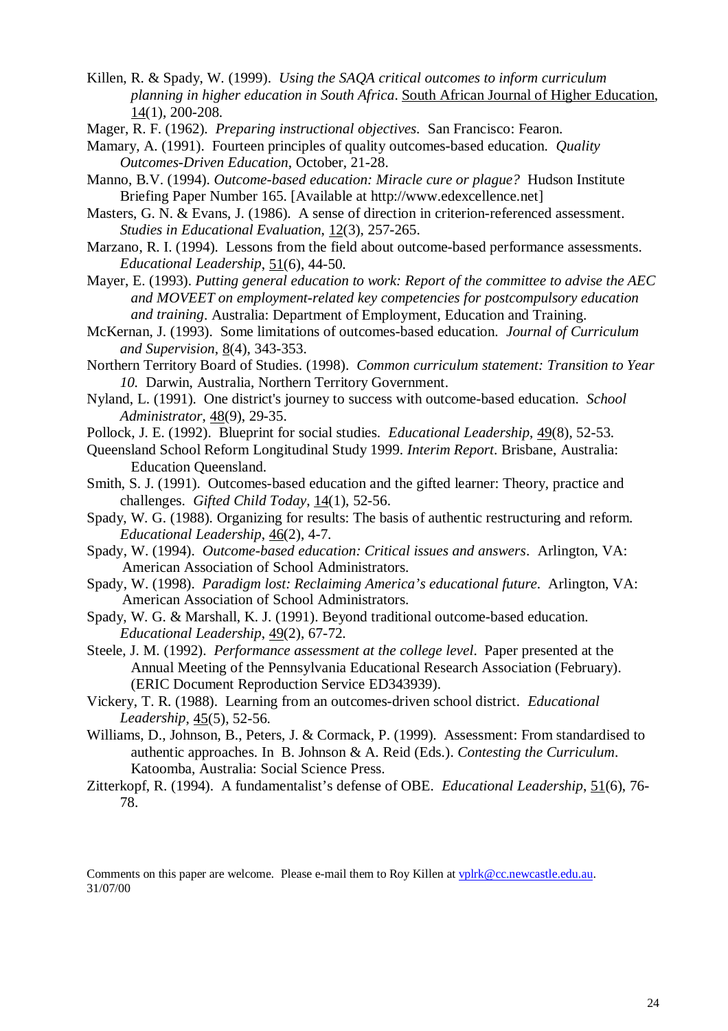Killen, R. & Spady, W. (1999). *Using the SAQA critical outcomes to inform curriculum planning in higher education in South Africa*. South African Journal of Higher Education, 14(1), 200-208.

Mager, R. F. (1962). *Preparing instructional objectives.* San Francisco: Fearon.

Mamary, A. (1991). Fourteen principles of quality outcomes-based education. *Quality Outcomes-Driven Education*, October, 21-28.

Manno, B.V. (1994). *Outcome-based education: Miracle cure or plague?* Hudson Institute Briefing Paper Number 165. [Available at http://www.edexcellence.net]

Masters, G. N. & Evans, J. (1986). A sense of direction in criterion-referenced assessment. *Studies in Educational Evaluation*, 12(3), 257-265.

Marzano, R. I. (1994). Lessons from the field about outcome-based performance assessments. *Educational Leadership*, 51(6), 44-50.

Mayer, E. (1993). *Putting general education to work: Report of the committee to advise the AEC and MOVEET on employment-related key competencies for postcompulsory education and training*. Australia: Department of Employment, Education and Training.

McKernan, J. (1993). Some limitations of outcomes-based education. *Journal of Curriculum and Supervision*, 8(4), 343-353.

Northern Territory Board of Studies. (1998). *Common curriculum statement: Transition to Year 10.* Darwin, Australia, Northern Territory Government.

Nyland, L. (1991). One district's journey to success with outcome-based education. *School Administrator*, 48(9), 29-35.

Pollock, J. E. (1992). Blueprint for social studies. *Educational Leadership*, 49(8), 52-53.

Queensland School Reform Longitudinal Study 1999. *Interim Report*. Brisbane, Australia: Education Queensland.

Smith, S. J. (1991). Outcomes-based education and the gifted learner: Theory, practice and challenges. *Gifted Child Today*, 14(1), 52-56.

Spady, W. G. (1988). Organizing for results: The basis of authentic restructuring and reform. *Educational Leadership*, 46(2), 4-7.

Spady, W. (1994). *Outcome-based education: Critical issues and answers*. Arlington, VA: American Association of School Administrators.

Spady, W. (1998). *Paradigm lost: Reclaiming America's educational future*. Arlington, VA: American Association of School Administrators.

Spady, W. G. & Marshall, K. J. (1991). Beyond traditional outcome-based education. *Educational Leadership*, 49(2), 67-72.

Steele, J. M. (1992). *Performance assessment at the college level*. Paper presented at the Annual Meeting of the Pennsylvania Educational Research Association (February). (ERIC Document Reproduction Service ED343939).

Vickery, T. R. (1988). Learning from an outcomes-driven school district. *Educational Leadership*, 45(5), 52-56.

Williams, D., Johnson, B., Peters, J. & Cormack, P. (1999). Assessment: From standardised to authentic approaches. In B. Johnson & A. Reid (Eds.). *Contesting the Curriculum*. Katoomba, Australia: Social Science Press.

Zitterkopf, R. (1994). A fundamentalist's defense of OBE. *Educational Leadership*, 51(6), 76-78.

Comments on this paper are welcome. Please e-mail them to Roy Killen at vplrk@cc.newcastle.edu.au.
31/07/00